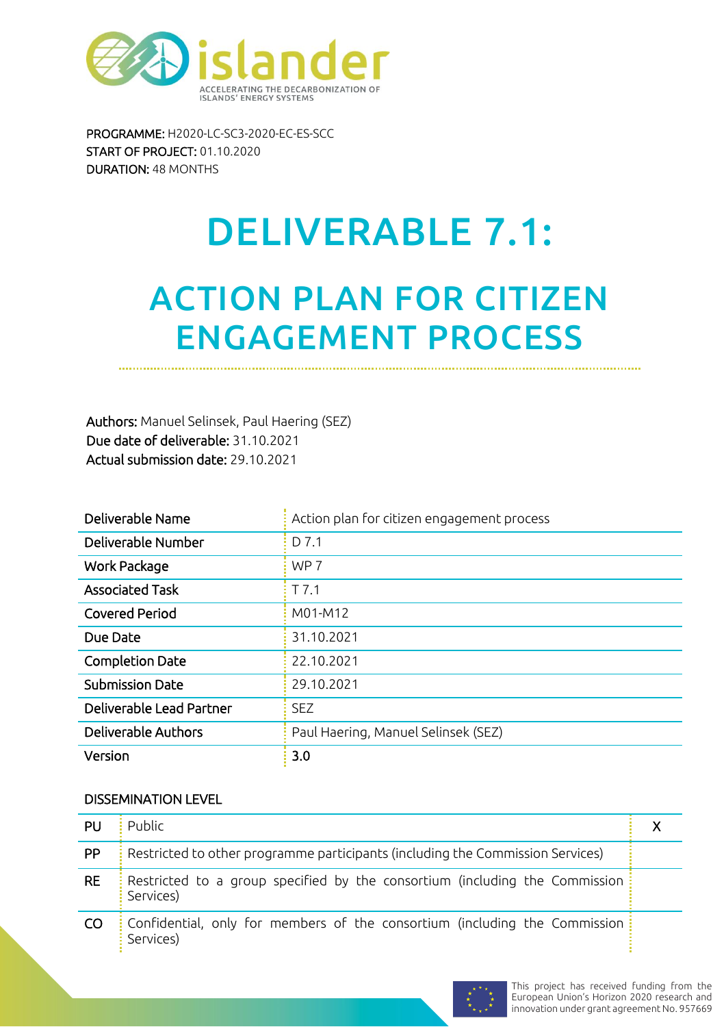islander

ACCELERATING THE DECARBONIZATION OF ISLANDS' ENERGY SYSTEMS

**PROGRAMME:** H2020-LC-SC3-2020-EC-ES-SCC
**START OF PROJECT:** 01.10.2020
**DURATION:** 48 MONTHS

# DELIVERABLE 7.1:

# ACTION PLAN FOR CITIZEN ENGAGEMENT PROCESS

**Authors:** Manuel Selinsek, Paul Haering (SEZ)
**Due date of deliverable:** 31.10.2021
**Actual submission date:** 29.10.2021

| | |
|---|---|
| Deliverable Name | Action plan for citizen engagement process |
| Deliverable Number | D 7.1 |
| Work Package | WP 7 |
| Associated Task | T 7.1 |
| Covered Period | M01-M12 |
| Due Date | 31.10.2021 |
| Completion Date | 22.10.2021 |
| Submission Date | 29.10.2021 |
| Deliverable Lead Partner | SEZ |
| Deliverable Authors | Paul Haering, Manuel Selinsek (SEZ) |
| Version | **3.0** |

DISSEMINATION LEVEL

| | | |
|---|---|---|
| PU | Public | X |
| PP | Restricted to other programme participants (including the Commission Services) | |
| RE | Restricted to a group specified by the consortium (including the Commission Services) | |
| CO | Confidential, only for members of the consortium (including the Commission Services) | |

This project has received funding from the European Union's Horizon 2020 research and innovation under grant agreement No. 957669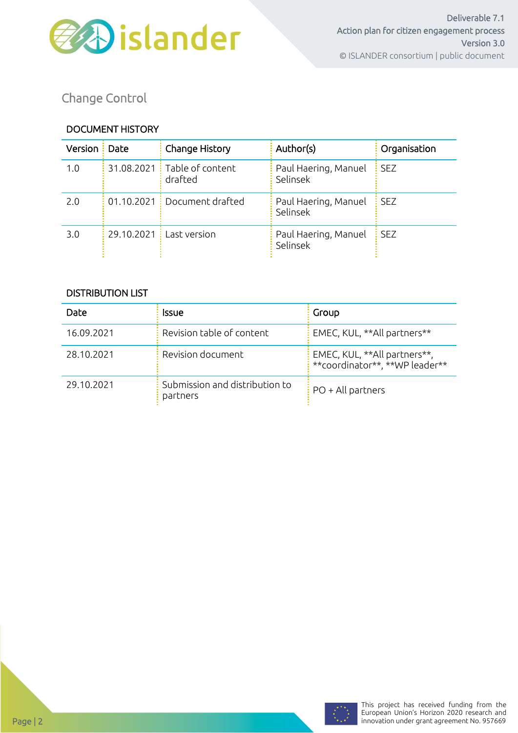# Change Control

## DOCUMENT HISTORY

| Version | Date | Change History | Author(s) | Organisation |
|---|---|---|---|---|
| 1.0 | 31.08.2021 | Table of content drafted | Paul Haering, Manuel Selinsek | SEZ |
| 2.0 | 01.10.2021 | Document drafted | Paul Haering, Manuel Selinsek | SEZ |
| 3.0 | 29.10.2021 | Last version | Paul Haering, Manuel Selinsek | SEZ |

## DISTRIBUTION LIST

| Date | Issue | Group |
|---|---|---|
| 16.09.2021 | Revision table of content | EMEC, KUL, **All partners** |
| 28.10.2021 | Revision document | EMEC, KUL, **All partners**, **coordinator**, **WP leader** |
| 29.10.2021 | Submission and distribution to partners | PO + All partners |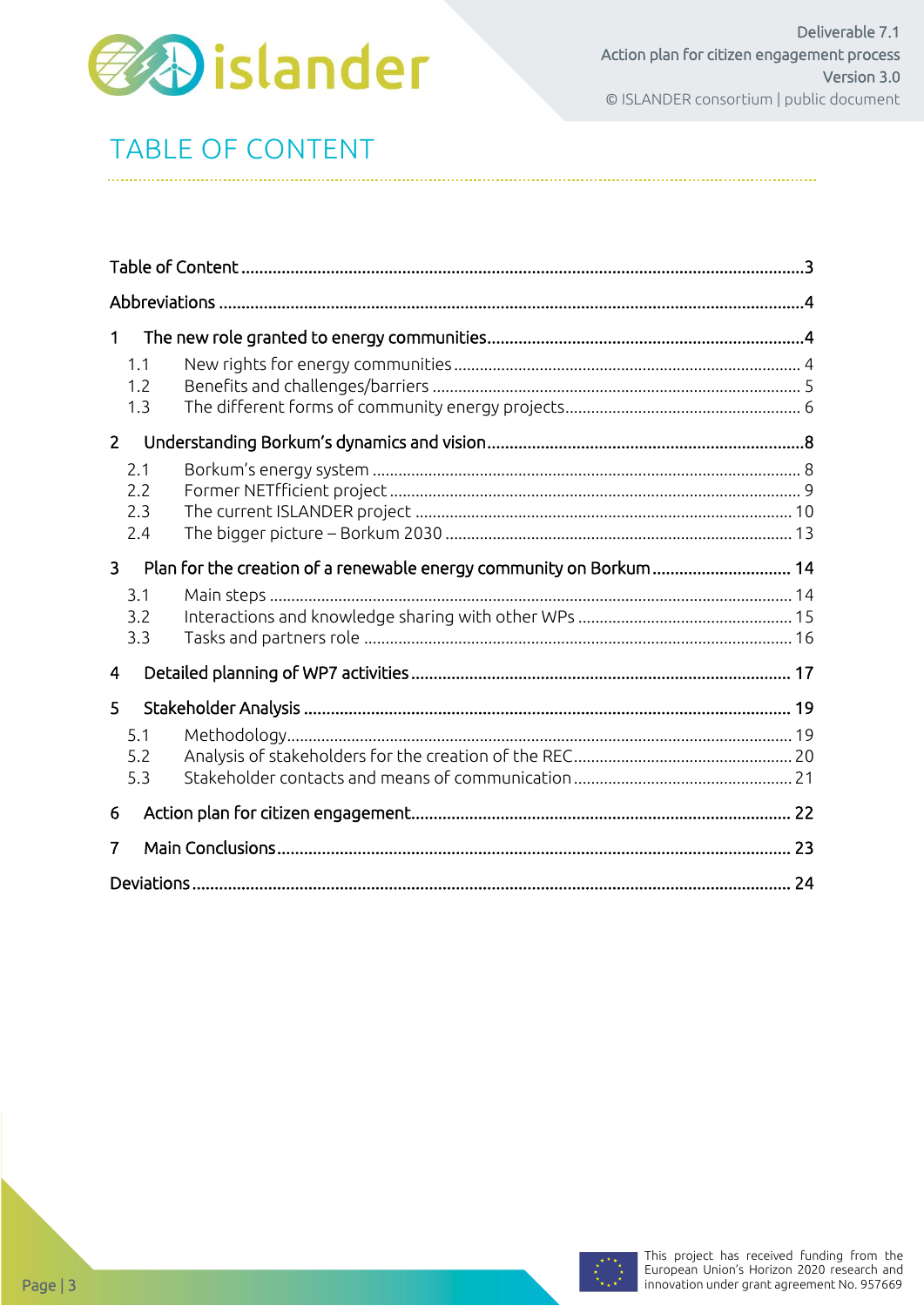# TABLE OF CONTENT

Table of Content ....................................................................................................................3

Abbreviations .........................................................................................................................4

1 The new role granted to energy communities....................................................................4

  1.1 New rights for energy communities ............................................................................... 4

  1.2 Benefits and challenges/barriers .................................................................................... 5

  1.3 The different forms of community energy projects...................................................... 6

2 Understanding Borkum's dynamics and vision....................................................................8

  2.1 Borkum's energy system .................................................................................................. 8

  2.2 Former NETfficient project .............................................................................................. 9

  2.3 The current ISLANDER project ...................................................................................... 10

  2.4 The bigger picture – Borkum 2030 ............................................................................... 13

3 Plan for the creation of a renewable energy community on Borkum ............................... 14

  3.1 Main steps ....................................................................................................................... 14

  3.2 Interactions and knowledge sharing with other WPs ................................................. 15

  3.3 Tasks and partners role .................................................................................................. 16

4 Detailed planning of WP7 activities .................................................................................. 17

5 Stakeholder Analysis .......................................................................................................... 19

  5.1 Methodology................................................................................................................... 19

  5.2 Analysis of stakeholders for the creation of the REC.................................................. 20

  5.3 Stakeholder contacts and means of communication .................................................. 21

6 Action plan for citizen engagement.................................................................................... 22

7 Main Conclusions ................................................................................................................ 23

Deviations ................................................................................................................................. 24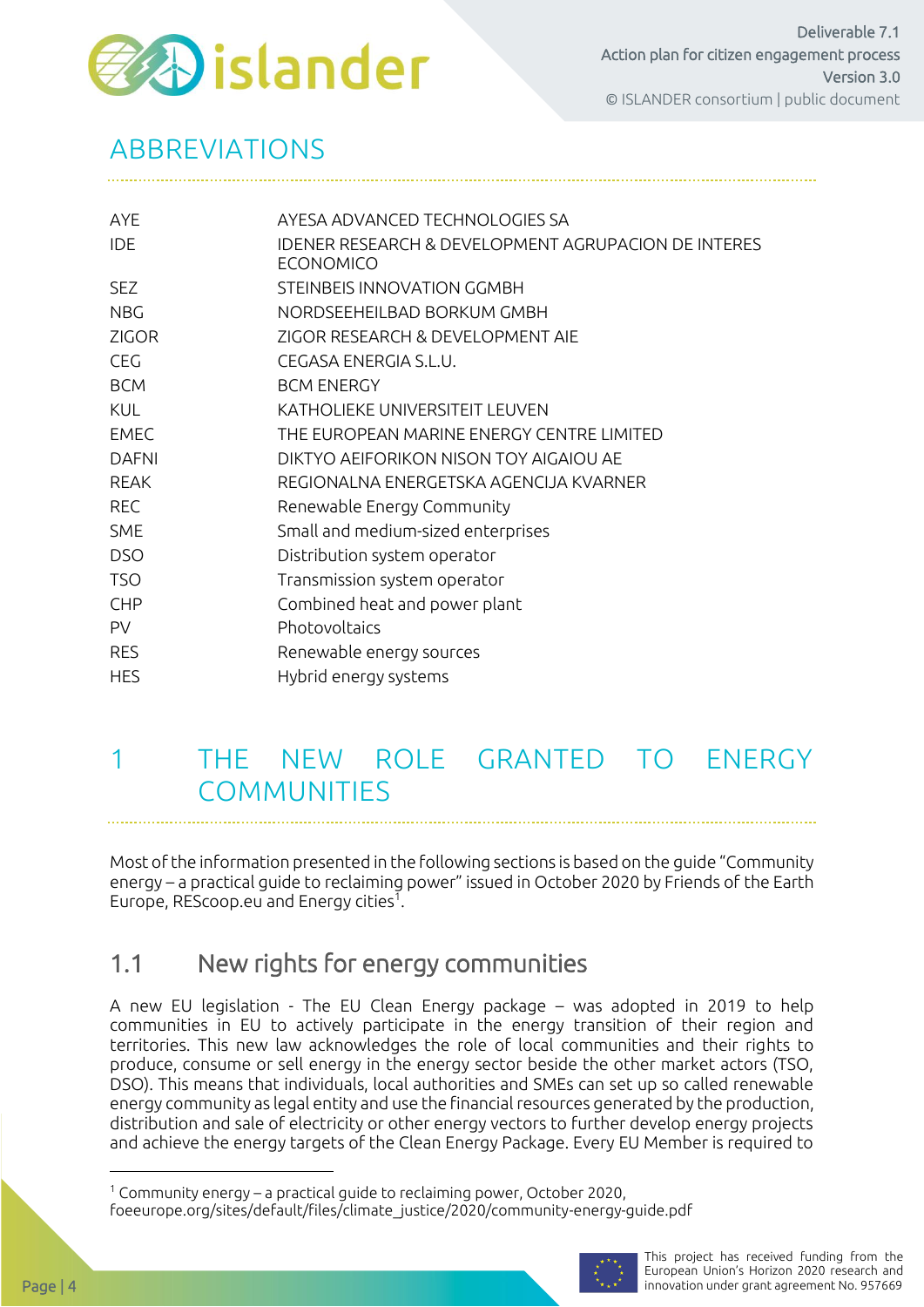# ABBREVIATIONS

| | |
|---|---|
| AYE | AYESA ADVANCED TECHNOLOGIES SA |
| IDE | IDENER RESEARCH & DEVELOPMENT AGRUPACION DE INTERES ECONOMICO |
| SEZ | STEINBEIS INNOVATION GGMBH |
| NBG | NORDSEEHEILBAD BORKUM GMBH |
| ZIGOR | ZIGOR RESEARCH & DEVELOPMENT AIE |
| CEG | CEGASA ENERGIA S.L.U. |
| BCM | BCM ENERGY |
| KUL | KATHOLIEKE UNIVERSITEIT LEUVEN |
| EMEC | THE EUROPEAN MARINE ENERGY CENTRE LIMITED |
| DAFNI | DIKTYO AEIFORIKON NISON TOY AIGAIOU AE |
| REAK | REGIONALNA ENERGETSKA AGENCIJA KVARNER |
| REC | Renewable Energy Community |
| SME | Small and medium-sized enterprises |
| DSO | Distribution system operator |
| TSO | Transmission system operator |
| CHP | Combined heat and power plant |
| PV | Photovoltaics |
| RES | Renewable energy sources |
| HES | Hybrid energy systems |

# 1 THE NEW ROLE GRANTED TO ENERGY COMMUNITIES

Most of the information presented in the following sections is based on the guide "Community energy – a practical guide to reclaiming power" issued in October 2020 by Friends of the Earth Europe, REScoop.eu and Energy cities[1].

## 1.1 New rights for energy communities

A new EU legislation - The EU Clean Energy package – was adopted in 2019 to help communities in EU to actively participate in the energy transition of their region and territories. This new law acknowledges the role of local communities and their rights to produce, consume or sell energy in the energy sector beside the other market actors (TSO, DSO). This means that individuals, local authorities and SMEs can set up so called renewable energy community as legal entity and use the financial resources generated by the production, distribution and sale of electricity or other energy vectors to further develop energy projects and achieve the energy targets of the Clean Energy Package. Every EU Member is required to

[1] Community energy – a practical guide to reclaiming power, October 2020, foeeurope.org/sites/default/files/climate_justice/2020/community-energy-guide.pdf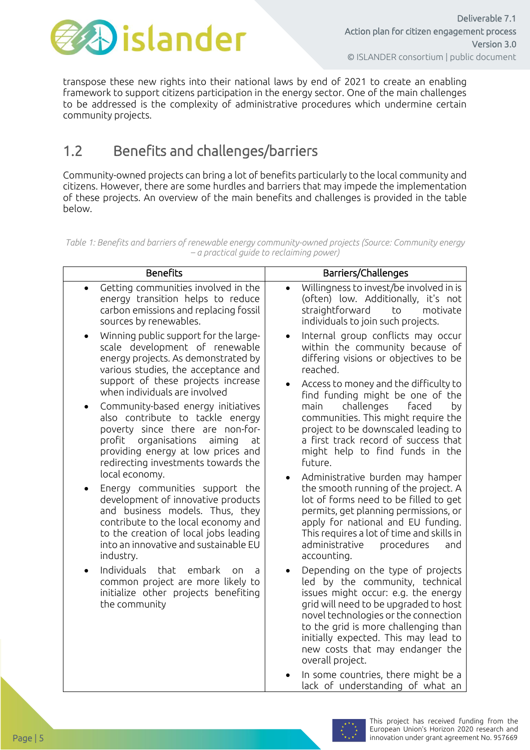transpose these new rights into their national laws by end of 2021 to create an enabling framework to support citizens participation in the energy sector. One of the main challenges to be addressed is the complexity of administrative procedures which undermine certain community projects.

## 1.2 Benefits and challenges/barriers

Community-owned projects can bring a lot of benefits particularly to the local community and citizens. However, there are some hurdles and barriers that may impede the implementation of these projects. An overview of the main benefits and challenges is provided in the table below.

*Table 1: Benefits and barriers of renewable energy community-owned projects (Source: Community energy – a practical guide to reclaiming power)*

| Benefits | Barriers/Challenges |
|---|---|
| • Getting communities involved in the energy transition helps to reduce carbon emissions and replacing fossil sources by renewables.<br>• Winning public support for the large-scale development of renewable energy projects. As demonstrated by various studies, the acceptance and support of these projects increase when individuals are involved<br>• Community-based energy initiatives also contribute to tackle energy poverty since there are non-for-profit organisations aiming at providing energy at low prices and redirecting investments towards the local economy.<br>• Energy communities support the development of innovative products and business models. Thus, they contribute to the local economy and to the creation of local jobs leading into an innovative and sustainable EU industry.<br>• Individuals that embark on a common project are more likely to initialize other projects benefiting the community | • Willingness to invest/be involved in is (often) low. Additionally, it's not straightforward to motivate individuals to join such projects.<br>• Internal group conflicts may occur within the community because of differing visions or objectives to be reached.<br>• Access to money and the difficulty to find funding might be one of the main challenges faced by communities. This might require the project to be downscaled leading to a first track record of success that might help to find funds in the future.<br>• Administrative burden may hamper the smooth running of the project. A lot of forms need to be filled to get permits, get planning permissions, or apply for national and EU funding. This requires a lot of time and skills in administrative procedures and accounting.<br>• Depending on the type of projects led by the community, technical issues might occur: e.g. the energy grid will need to be upgraded to host novel technologies or the connection to the grid is more challenging than initially expected. This may lead to new costs that may endanger the overall project.<br>• In some countries, there might be a lack of understanding of what an |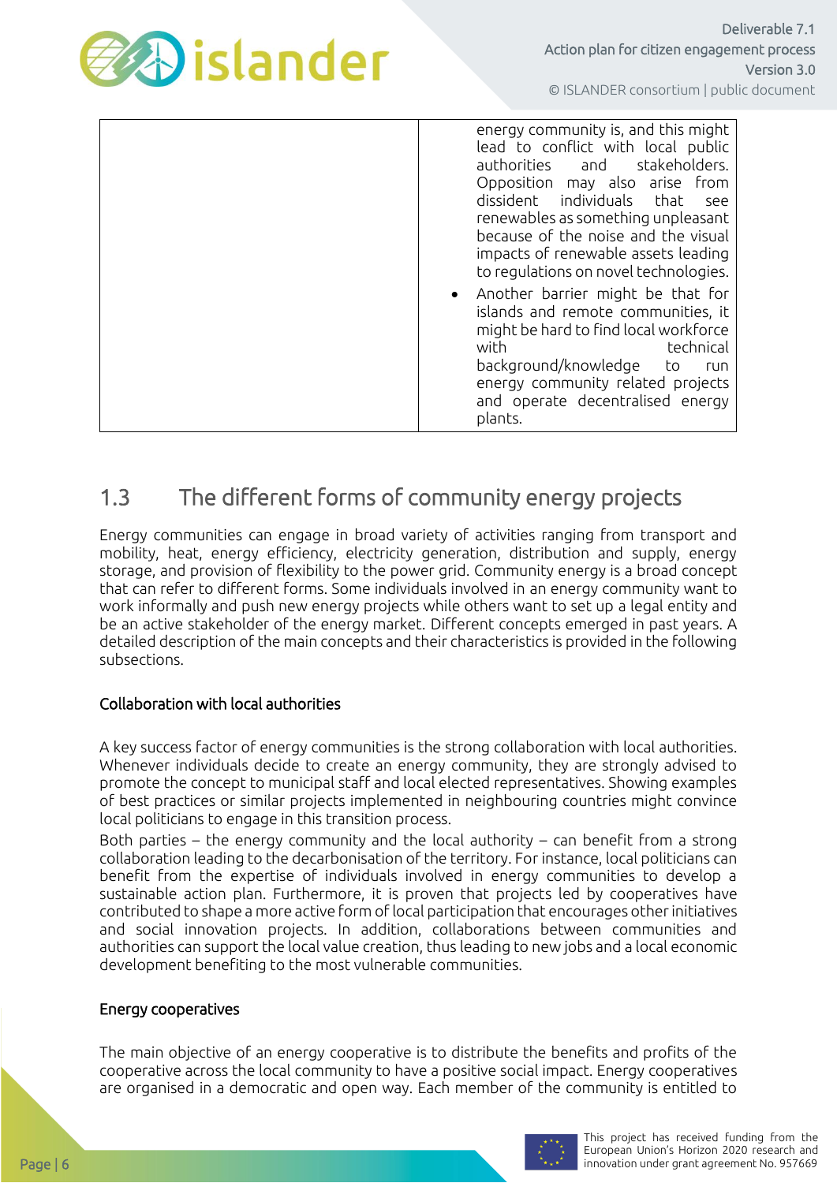| | energy community is, and this might lead to conflict with local public authorities and stakeholders. Opposition may also arise from dissident individuals that see renewables as something unpleasant because of the noise and the visual impacts of renewable assets leading to regulations on novel technologies.<br>• Another barrier might be that for islands and remote communities, it might be hard to find local workforce with technical background/knowledge to run energy community related projects and operate decentralised energy plants. |
|---|---|

## 1.3 The different forms of community energy projects

Energy communities can engage in broad variety of activities ranging from transport and mobility, heat, energy efficiency, electricity generation, distribution and supply, energy storage, and provision of flexibility to the power grid. Community energy is a broad concept that can refer to different forms. Some individuals involved in an energy community want to work informally and push new energy projects while others want to set up a legal entity and be an active stakeholder of the energy market. Different concepts emerged in past years. A detailed description of the main concepts and their characteristics is provided in the following subsections.

### Collaboration with local authorities

A key success factor of energy communities is the strong collaboration with local authorities. Whenever individuals decide to create an energy community, they are strongly advised to promote the concept to municipal staff and local elected representatives. Showing examples of best practices or similar projects implemented in neighbouring countries might convince local politicians to engage in this transition process.

Both parties – the energy community and the local authority – can benefit from a strong collaboration leading to the decarbonisation of the territory. For instance, local politicians can benefit from the expertise of individuals involved in energy communities to develop a sustainable action plan. Furthermore, it is proven that projects led by cooperatives have contributed to shape a more active form of local participation that encourages other initiatives and social innovation projects. In addition, collaborations between communities and authorities can support the local value creation, thus leading to new jobs and a local economic development benefiting to the most vulnerable communities.

### Energy cooperatives

The main objective of an energy cooperative is to distribute the benefits and profits of the cooperative across the local community to have a positive social impact. Energy cooperatives are organised in a democratic and open way. Each member of the community is entitled to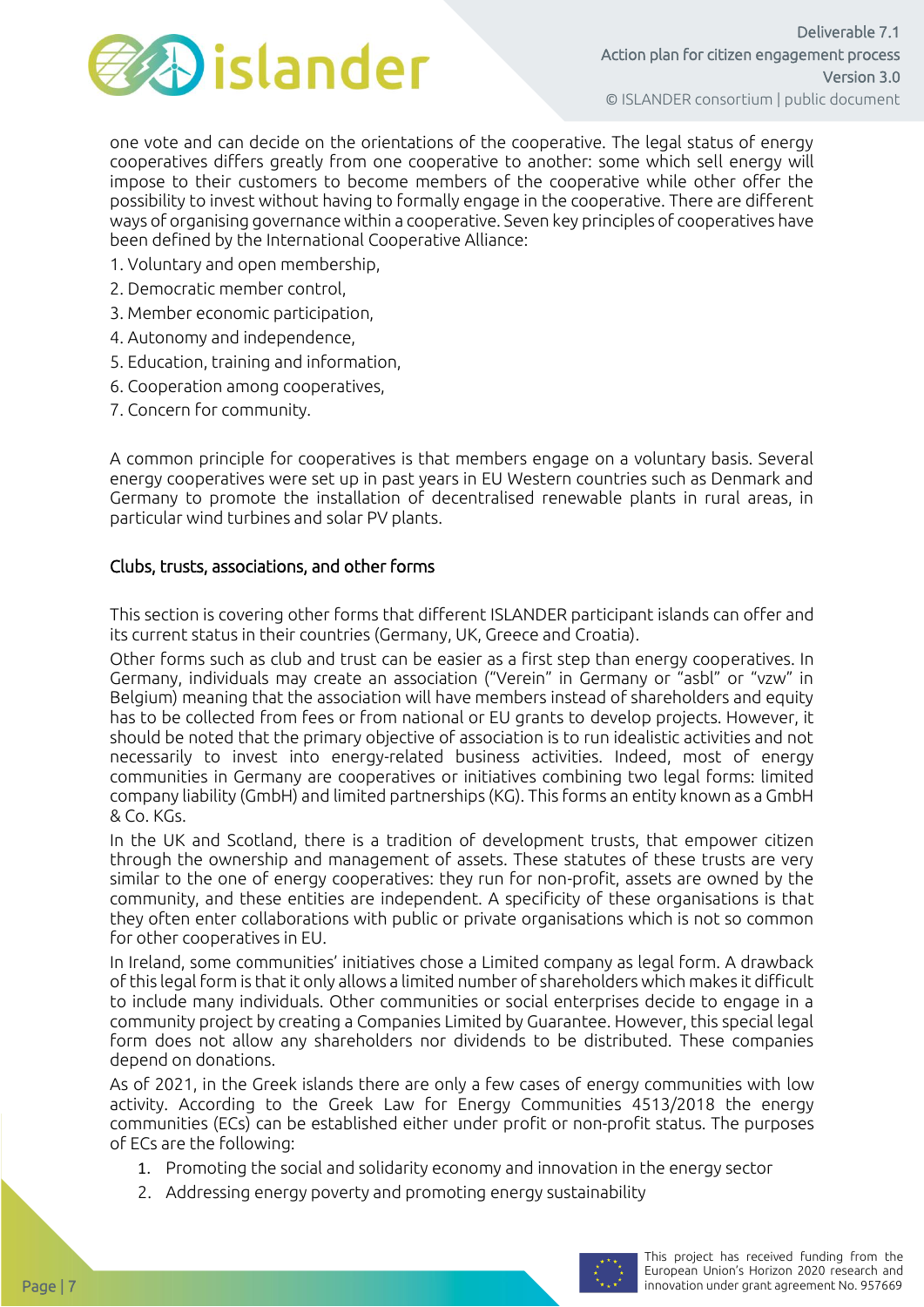one vote and can decide on the orientations of the cooperative. The legal status of energy cooperatives differs greatly from one cooperative to another: some which sell energy will impose to their customers to become members of the cooperative while other offer the possibility to invest without having to formally engage in the cooperative. There are different ways of organising governance within a cooperative. Seven key principles of cooperatives have been defined by the International Cooperative Alliance:

1. Voluntary and open membership,
2. Democratic member control,
3. Member economic participation,
4. Autonomy and independence,
5. Education, training and information,
6. Cooperation among cooperatives,
7. Concern for community.

A common principle for cooperatives is that members engage on a voluntary basis. Several energy cooperatives were set up in past years in EU Western countries such as Denmark and Germany to promote the installation of decentralised renewable plants in rural areas, in particular wind turbines and solar PV plants.

### Clubs, trusts, associations, and other forms

This section is covering other forms that different ISLANDER participant islands can offer and its current status in their countries (Germany, UK, Greece and Croatia).

Other forms such as club and trust can be easier as a first step than energy cooperatives. In Germany, individuals may create an association ("Verein" in Germany or "asbl" or "vzw" in Belgium) meaning that the association will have members instead of shareholders and equity has to be collected from fees or from national or EU grants to develop projects. However, it should be noted that the primary objective of association is to run idealistic activities and not necessarily to invest into energy-related business activities. Indeed, most of energy communities in Germany are cooperatives or initiatives combining two legal forms: limited company liability (GmbH) and limited partnerships (KG). This forms an entity known as a GmbH & Co. KGs.

In the UK and Scotland, there is a tradition of development trusts, that empower citizen through the ownership and management of assets. These statutes of these trusts are very similar to the one of energy cooperatives: they run for non-profit, assets are owned by the community, and these entities are independent. A specificity of these organisations is that they often enter collaborations with public or private organisations which is not so common for other cooperatives in EU.

In Ireland, some communities' initiatives chose a Limited company as legal form. A drawback of this legal form is that it only allows a limited number of shareholders which makes it difficult to include many individuals. Other communities or social enterprises decide to engage in a community project by creating a Companies Limited by Guarantee. However, this special legal form does not allow any shareholders nor dividends to be distributed. These companies depend on donations.

As of 2021, in the Greek islands there are only a few cases of energy communities with low activity. According to the Greek Law for Energy Communities 4513/2018 the energy communities (ECs) can be established either under profit or non-profit status. The purposes of ECs are the following:

1. Promoting the social and solidarity economy and innovation in the energy sector
2. Addressing energy poverty and promoting energy sustainability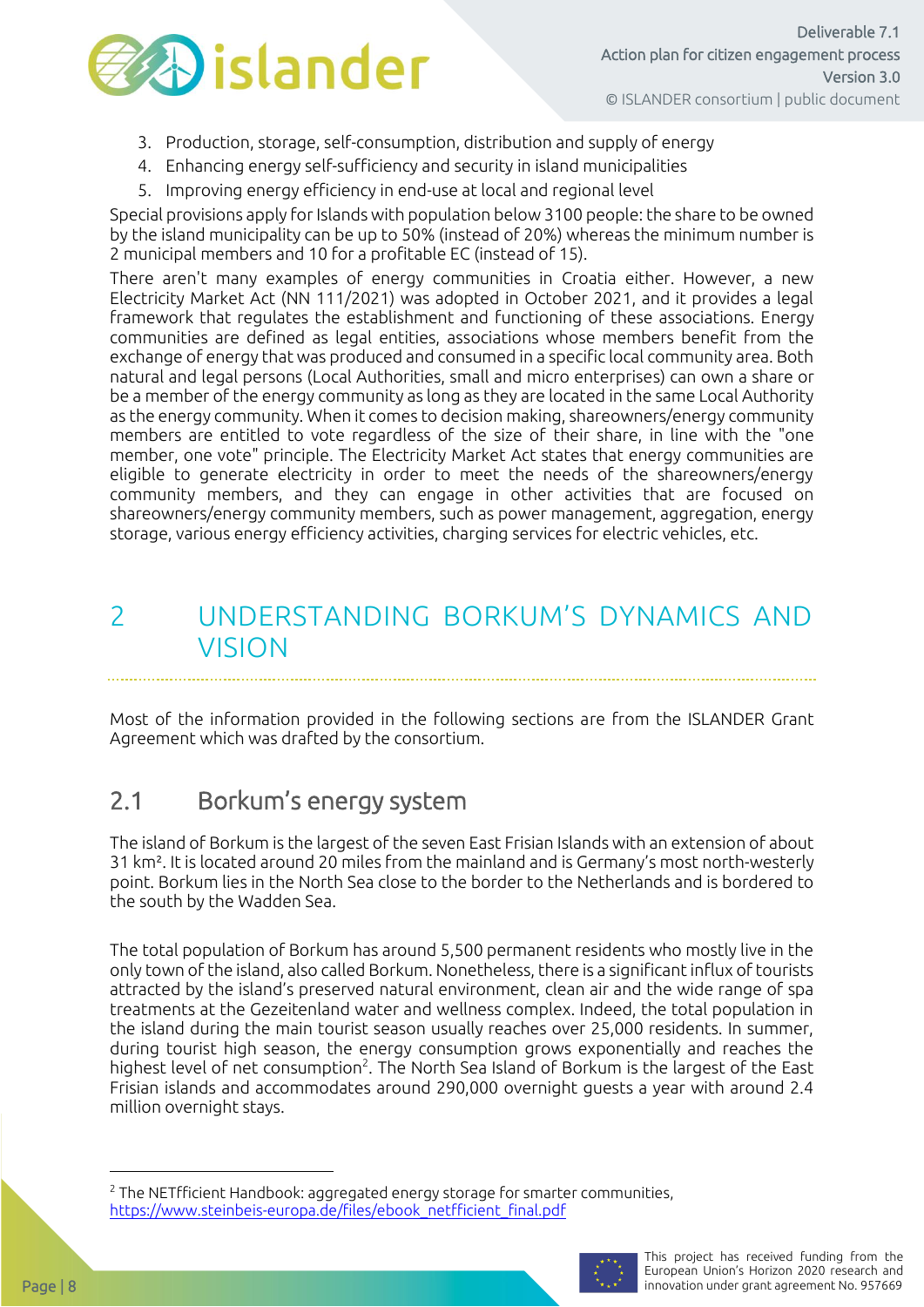3. Production, storage, self-consumption, distribution and supply of energy
4. Enhancing energy self-sufficiency and security in island municipalities
5. Improving energy efficiency in end-use at local and regional level

Special provisions apply for Islands with population below 3100 people: the share to be owned by the island municipality can be up to 50% (instead of 20%) whereas the minimum number is 2 municipal members and 10 for a profitable EC (instead of 15).

There aren't many examples of energy communities in Croatia either. However, a new Electricity Market Act (NN 111/2021) was adopted in October 2021, and it provides a legal framework that regulates the establishment and functioning of these associations. Energy communities are defined as legal entities, associations whose members benefit from the exchange of energy that was produced and consumed in a specific local community area. Both natural and legal persons (Local Authorities, small and micro enterprises) can own a share or be a member of the energy community as long as they are located in the same Local Authority as the energy community. When it comes to decision making, shareowners/energy community members are entitled to vote regardless of the size of their share, in line with the "one member, one vote" principle. The Electricity Market Act states that energy communities are eligible to generate electricity in order to meet the needs of the shareowners/energy community members, and they can engage in other activities that are focused on shareowners/energy community members, such as power management, aggregation, energy storage, various energy efficiency activities, charging services for electric vehicles, etc.

# 2 UNDERSTANDING BORKUM'S DYNAMICS AND VISION

Most of the information provided in the following sections are from the ISLANDER Grant Agreement which was drafted by the consortium.

## 2.1 Borkum's energy system

The island of Borkum is the largest of the seven East Frisian Islands with an extension of about 31 km². It is located around 20 miles from the mainland and is Germany's most north-westerly point. Borkum lies in the North Sea close to the border to the Netherlands and is bordered to the south by the Wadden Sea.

The total population of Borkum has around 5,500 permanent residents who mostly live in the only town of the island, also called Borkum. Nonetheless, there is a significant influx of tourists attracted by the island's preserved natural environment, clean air and the wide range of spa treatments at the Gezeitenland water and wellness complex. Indeed, the total population in the island during the main tourist season usually reaches over 25,000 residents. In summer, during tourist high season, the energy consumption grows exponentially and reaches the highest level of net consumption[2]. The North Sea Island of Borkum is the largest of the East Frisian islands and accommodates around 290,000 overnight guests a year with around 2.4 million overnight stays.

[2] The NETfficient Handbook: aggregated energy storage for smarter communities, https://www.steinbeis-europa.de/files/ebook_netfficient_final.pdf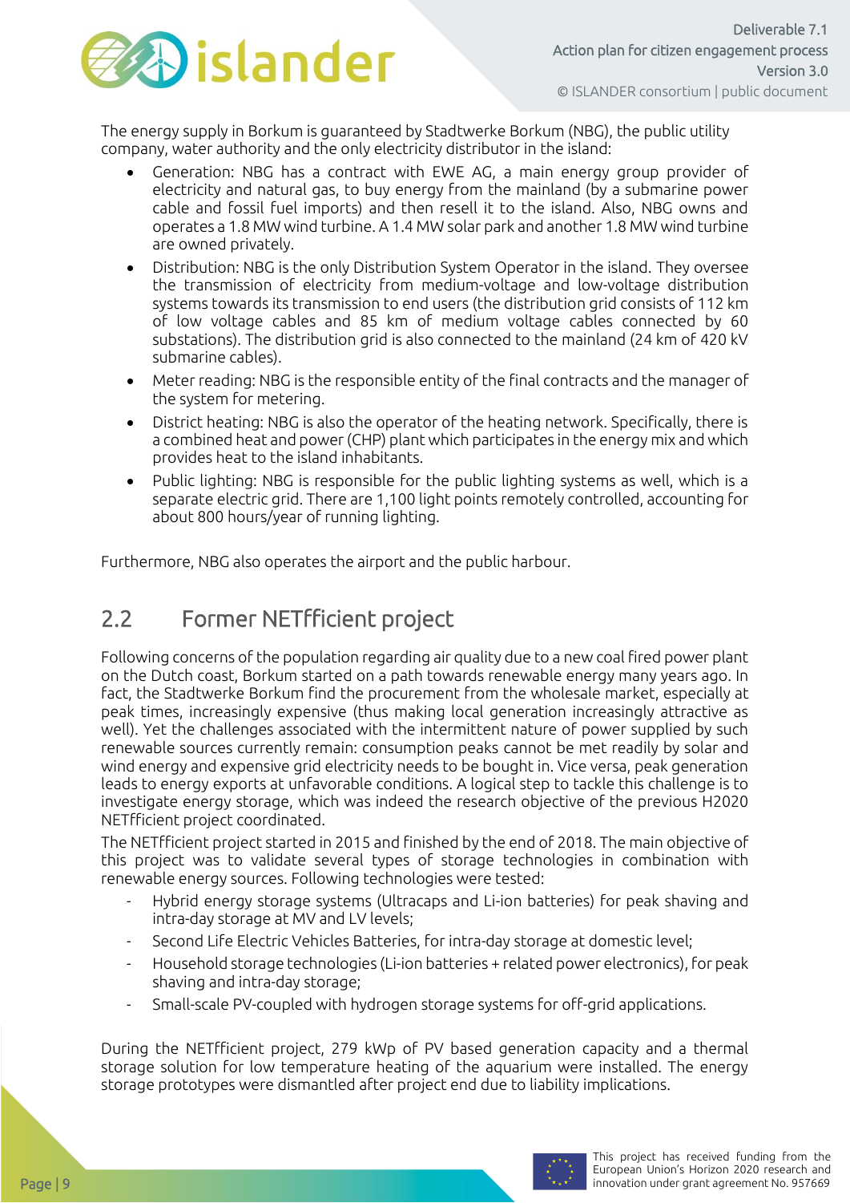The energy supply in Borkum is guaranteed by Stadtwerke Borkum (NBG), the public utility company, water authority and the only electricity distributor in the island:

- Generation: NBG has a contract with EWE AG, a main energy group provider of electricity and natural gas, to buy energy from the mainland (by a submarine power cable and fossil fuel imports) and then resell it to the island. Also, NBG owns and operates a 1.8 MW wind turbine. A 1.4 MW solar park and another 1.8 MW wind turbine are owned privately.
- Distribution: NBG is the only Distribution System Operator in the island. They oversee the transmission of electricity from medium-voltage and low-voltage distribution systems towards its transmission to end users (the distribution grid consists of 112 km of low voltage cables and 85 km of medium voltage cables connected by 60 substations). The distribution grid is also connected to the mainland (24 km of 420 kV submarine cables).
- Meter reading: NBG is the responsible entity of the final contracts and the manager of the system for metering.
- District heating: NBG is also the operator of the heating network. Specifically, there is a combined heat and power (CHP) plant which participates in the energy mix and which provides heat to the island inhabitants.
- Public lighting: NBG is responsible for the public lighting systems as well, which is a separate electric grid. There are 1,100 light points remotely controlled, accounting for about 800 hours/year of running lighting.

Furthermore, NBG also operates the airport and the public harbour.

## 2.2 Former NETfficient project

Following concerns of the population regarding air quality due to a new coal fired power plant on the Dutch coast, Borkum started on a path towards renewable energy many years ago. In fact, the Stadtwerke Borkum find the procurement from the wholesale market, especially at peak times, increasingly expensive (thus making local generation increasingly attractive as well). Yet the challenges associated with the intermittent nature of power supplied by such renewable sources currently remain: consumption peaks cannot be met readily by solar and wind energy and expensive grid electricity needs to be bought in. Vice versa, peak generation leads to energy exports at unfavorable conditions. A logical step to tackle this challenge is to investigate energy storage, which was indeed the research objective of the previous H2020 NETfficient project coordinated.

The NETfficient project started in 2015 and finished by the end of 2018. The main objective of this project was to validate several types of storage technologies in combination with renewable energy sources. Following technologies were tested:

- Hybrid energy storage systems (Ultracaps and Li-ion batteries) for peak shaving and intra-day storage at MV and LV levels;
- Second Life Electric Vehicles Batteries, for intra-day storage at domestic level;
- Household storage technologies (Li-ion batteries + related power electronics), for peak shaving and intra-day storage;
- Small-scale PV-coupled with hydrogen storage systems for off-grid applications.

During the NETfficient project, 279 kWp of PV based generation capacity and a thermal storage solution for low temperature heating of the aquarium were installed. The energy storage prototypes were dismantled after project end due to liability implications.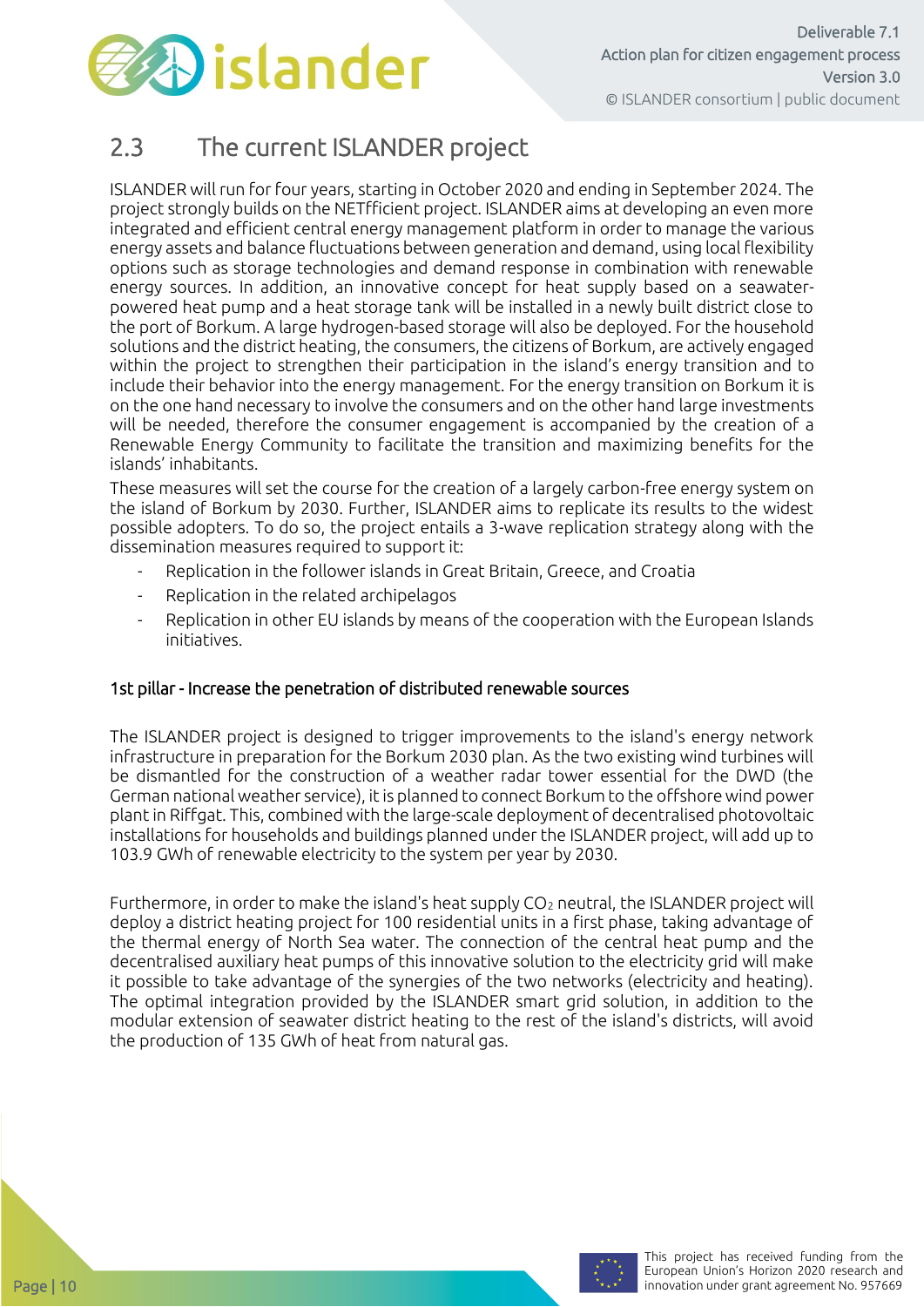## 2.3 The current ISLANDER project

ISLANDER will run for four years, starting in October 2020 and ending in September 2024. The project strongly builds on the NETfficient project. ISLANDER aims at developing an even more integrated and efficient central energy management platform in order to manage the various energy assets and balance fluctuations between generation and demand, using local flexibility options such as storage technologies and demand response in combination with renewable energy sources. In addition, an innovative concept for heat supply based on a seawater-powered heat pump and a heat storage tank will be installed in a newly built district close to the port of Borkum. A large hydrogen-based storage will also be deployed. For the household solutions and the district heating, the consumers, the citizens of Borkum, are actively engaged within the project to strengthen their participation in the island's energy transition and to include their behavior into the energy management. For the energy transition on Borkum it is on the one hand necessary to involve the consumers and on the other hand large investments will be needed, therefore the consumer engagement is accompanied by the creation of a Renewable Energy Community to facilitate the transition and maximizing benefits for the islands' inhabitants.

These measures will set the course for the creation of a largely carbon-free energy system on the island of Borkum by 2030. Further, ISLANDER aims to replicate its results to the widest possible adopters. To do so, the project entails a 3-wave replication strategy along with the dissemination measures required to support it:

- Replication in the follower islands in Great Britain, Greece, and Croatia
- Replication in the related archipelagos
- Replication in other EU islands by means of the cooperation with the European Islands initiatives.

### 1st pillar - Increase the penetration of distributed renewable sources

The ISLANDER project is designed to trigger improvements to the island's energy network infrastructure in preparation for the Borkum 2030 plan. As the two existing wind turbines will be dismantled for the construction of a weather radar tower essential for the DWD (the German national weather service), it is planned to connect Borkum to the offshore wind power plant in Riffgat. This, combined with the large-scale deployment of decentralised photovoltaic installations for households and buildings planned under the ISLANDER project, will add up to 103.9 GWh of renewable electricity to the system per year by 2030.

Furthermore, in order to make the island's heat supply $CO_2$ neutral, the ISLANDER project will deploy a district heating project for 100 residential units in a first phase, taking advantage of the thermal energy of North Sea water. The connection of the central heat pump and the decentralised auxiliary heat pumps of this innovative solution to the electricity grid will make it possible to take advantage of the synergies of the two networks (electricity and heating). The optimal integration provided by the ISLANDER smart grid solution, in addition to the modular extension of seawater district heating to the rest of the island's districts, will avoid the production of 135 GWh of heat from natural gas.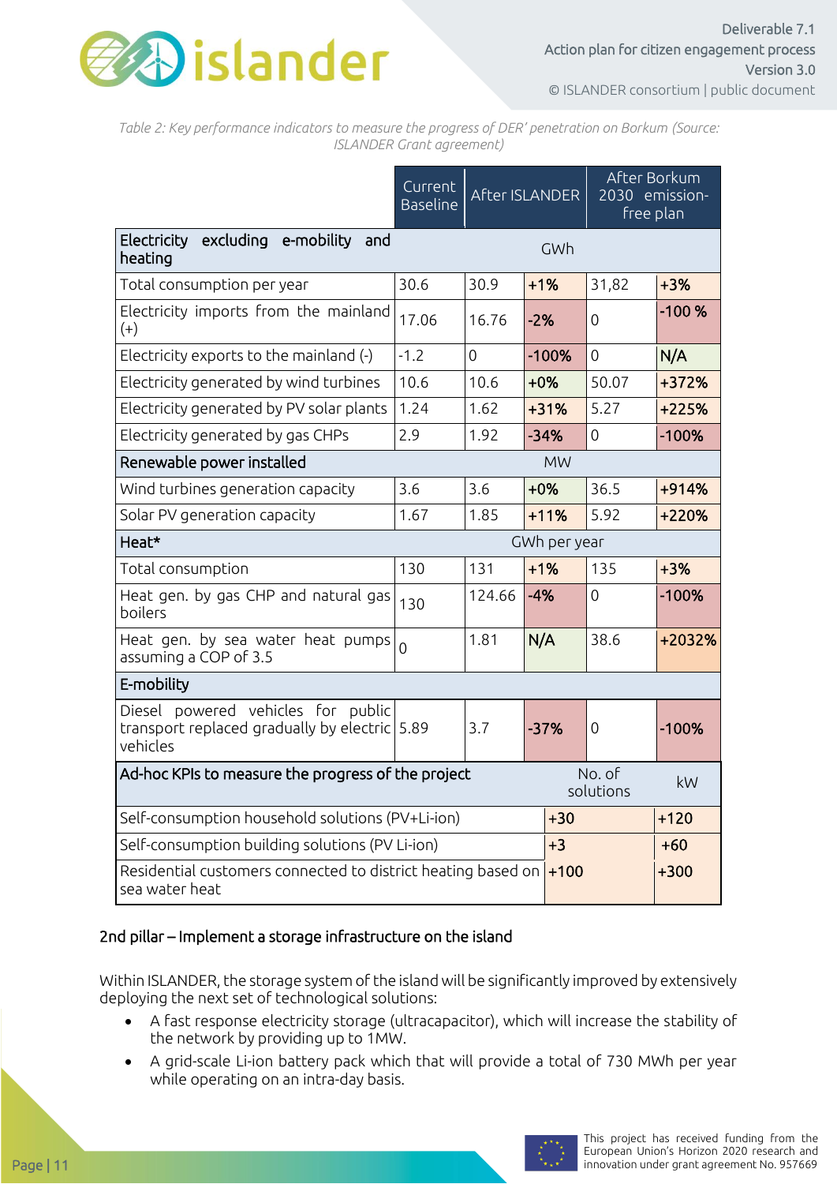*Table 2: Key performance indicators to measure the progress of DER' penetration on Borkum (Source: ISLANDER Grant agreement)*

| | Current Baseline | After ISLANDER | | After Borkum 2030 emission-free plan | |
|---|---|---|---|---|---|
| **Electricity excluding e-mobility and heating** | GWh | | | | |
| Total consumption per year | 30.6 | 30.9 | +1% | 31,82 | +3% |
| Electricity imports from the mainland (+) | 17.06 | 16.76 | -2% | 0 | -100 % |
| Electricity exports to the mainland (-) | -1.2 | 0 | -100% | 0 | N/A |
| Electricity generated by wind turbines | 10.6 | 10.6 | +0% | 50.07 | +372% |
| Electricity generated by PV solar plants | 1.24 | 1.62 | +31% | 5.27 | +225% |
| Electricity generated by gas CHPs | 2.9 | 1.92 | -34% | 0 | -100% |
| **Renewable power installed** | MW | | | | |
| Wind turbines generation capacity | 3.6 | 3.6 | +0% | 36.5 | +914% |
| Solar PV generation capacity | 1.67 | 1.85 | +11% | 5.92 | +220% |
| **Heat*** | GWh per year | | | | |
| Total consumption | 130 | 131 | +1% | 135 | +3% |
| Heat gen. by gas CHP and natural gas boilers | 130 | 124.66 | -4% | 0 | -100% |
| Heat gen. by sea water heat pumps assuming a COP of 3.5 | 0 | 1.81 | N/A | 38.6 | +2032% |
| **E-mobility** | | | | | |
| Diesel powered vehicles for public transport replaced gradually by electric vehicles | 5.89 | 3.7 | -37% | 0 | -100% |

| **Ad-hoc KPIs to measure the progress of the project** | No. of solutions | kW |
|---|---|---|
| Self-consumption household solutions (PV+Li-ion) | +30 | +120 |
| Self-consumption building solutions (PV Li-ion) | +3 | +60 |
| Residential customers connected to district heating based on sea water heat | +100 | +300 |

#### 2nd pillar – Implement a storage infrastructure on the island

Within ISLANDER, the storage system of the island will be significantly improved by extensively deploying the next set of technological solutions:

- A fast response electricity storage (ultracapacitor), which will increase the stability of the network by providing up to 1MW.
- A grid-scale Li-ion battery pack which that will provide a total of 730 MWh per year while operating on an intra-day basis.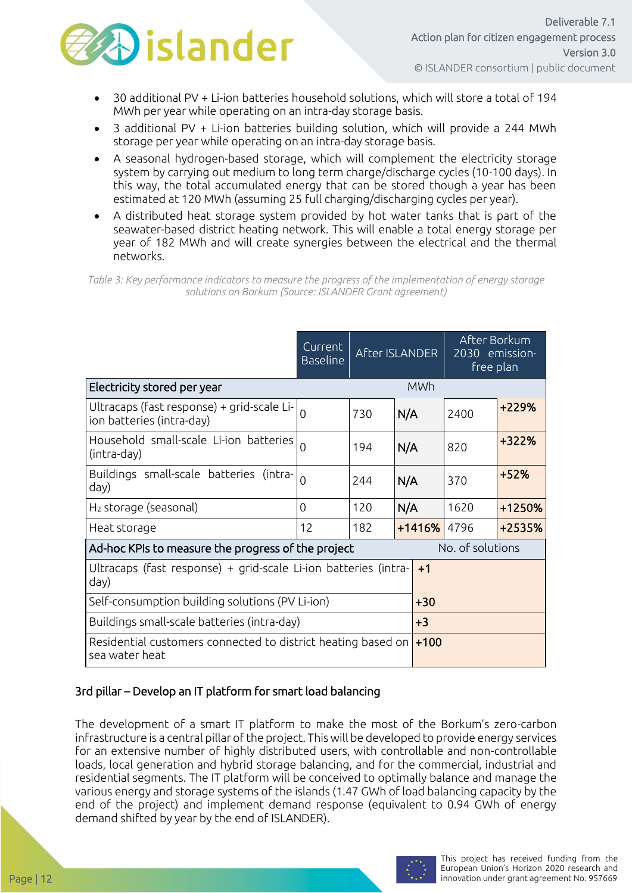- 30 additional PV + Li-ion batteries household solutions, which will store a total of 194 MWh per year while operating on an intra-day storage basis.
- 3 additional PV + Li-ion batteries building solution, which will provide a 244 MWh storage per year while operating on an intra-day storage basis.
- A seasonal hydrogen-based storage, which will complement the electricity storage system by carrying out medium to long term charge/discharge cycles (10-100 days). In this way, the total accumulated energy that can be stored though a year has been estimated at 120 MWh (assuming 25 full charging/discharging cycles per year).
- A distributed heat storage system provided by hot water tanks that is part of the seawater-based district heating network. This will enable a total energy storage per year of 182 MWh and will create synergies between the electrical and the thermal networks.

*Table 3: Key performance indicators to measure the progress of the implementation of energy storage solutions on Borkum (Source: ISLANDER Grant agreement)*

| | Current Baseline | After ISLANDER | | After Borkum 2030 emission-free plan | |
|---|---|---|---|---|---|
| **Electricity stored per year** | MWh | | | | |
| Ultracaps (fast response) + grid-scale Li-ion batteries (intra-day) | 0 | 730 | **N/A** | 2400 | **+229%** |
| Household small-scale Li-ion batteries (intra-day) | 0 | 194 | **N/A** | 820 | **+322%** |
| Buildings small-scale batteries (intra-day) | 0 | 244 | **N/A** | 370 | **+52%** |
| $H_2$ storage (seasonal) | 0 | 120 | **N/A** | 1620 | **+1250%** |
| Heat storage | 12 | 182 | **+1416%** | 4796 | **+2535%** |
| **Ad-hoc KPIs to measure the progress of the project** | No. of solutions | | | | |
| Ultracaps (fast response) + grid-scale Li-ion batteries (intra-day) | **+1** | | | | |
| Self-consumption building solutions (PV Li-ion) | **+30** | | | | |
| Buildings small-scale batteries (intra-day) | **+3** | | | | |
| Residential customers connected to district heating based on sea water heat | **+100** | | | | |

### 3rd pillar – Develop an IT platform for smart load balancing

The development of a smart IT platform to make the most of the Borkum's zero-carbon infrastructure is a central pillar of the project. This will be developed to provide energy services for an extensive number of highly distributed users, with controllable and non-controllable loads, local generation and hybrid storage balancing, and for the commercial, industrial and residential segments. The IT platform will be conceived to optimally balance and manage the various energy and storage systems of the islands (1.47 GWh of load balancing capacity by the end of the project) and implement demand response (equivalent to 0.94 GWh of energy demand shifted by year by the end of ISLANDER).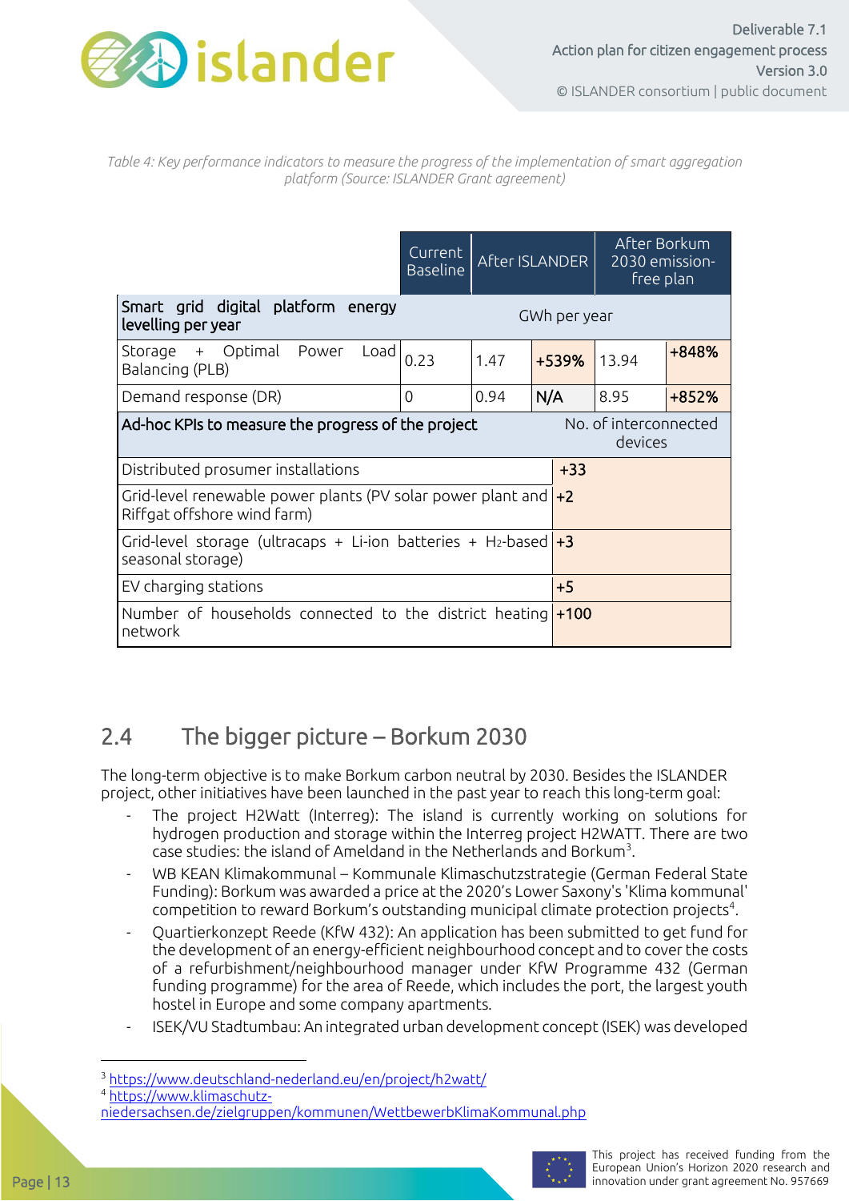*Table 4: Key performance indicators to measure the progress of the implementation of smart aggregation platform (Source: ISLANDER Grant agreement)*

| | Current Baseline | After ISLANDER | | After Borkum 2030 emission-free plan | |
|---|---|---|---|---|---|
| **Smart grid digital platform energy levelling per year** | GWh per year | | | | |
| Storage + Optimal Power Load Balancing (PLB) | 0.23 | 1.47 | **+539%** | 13.94 | **+848%** |
| Demand response (DR) | 0 | 0.94 | **N/A** | 8.95 | **+852%** |
| **Ad-hoc KPIs to measure the progress of the project** | No. of interconnected devices | | | | |
| Distributed prosumer installations | **+33** | | | | |
| Grid-level renewable power plants (PV solar power plant and Riffgat offshore wind farm) | **+2** | | | | |
| Grid-level storage (ultracaps + Li-ion batteries + $H_2$-based seasonal storage) | **+3** | | | | |
| EV charging stations | **+5** | | | | |
| Number of households connected to the district heating network | **+100** | | | | |

## 2.4 The bigger picture – Borkum 2030

The long-term objective is to make Borkum carbon neutral by 2030. Besides the ISLANDER project, other initiatives have been launched in the past year to reach this long-term goal:

- The project H2Watt (Interreg): The island is currently working on solutions for hydrogen production and storage within the Interreg project H2WATT. There are two case studies: the island of Ameldand in the Netherlands and Borkum[3].
- WB KEAN Klimakommunal – Kommunale Klimaschutzstrategie (German Federal State Funding): Borkum was awarded a price at the 2020's Lower Saxony's 'Klima kommunal' competition to reward Borkum's outstanding municipal climate protection projects[4].
- Quartierkonzept Reede (KfW 432): An application has been submitted to get fund for the development of an energy-efficient neighbourhood concept and to cover the costs of a refurbishment/neighbourhood manager under KfW Programme 432 (German funding programme) for the area of Reede, which includes the port, the largest youth hostel in Europe and some company apartments.
- ISEK/VU Stadtumbau: An integrated urban development concept (ISEK) was developed

---

[3] https://www.deutschland-nederland.eu/en/project/h2watt/

[4] https://www.klimaschutz-niedersachsen.de/zielgruppen/kommunen/WettbewerbKlimaKommunal.php

This project has received funding from the European Union's Horizon 2020 research and innovation under grant agreement No. 957669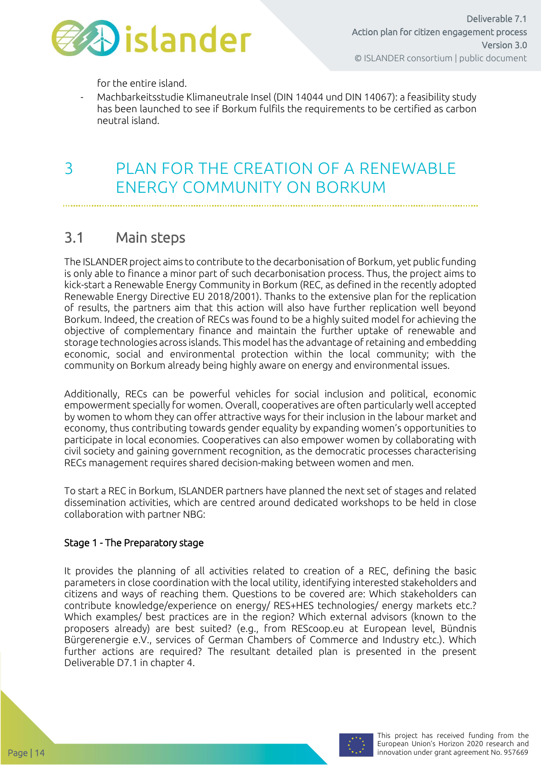for the entire island.

- Machbarkeitsstudie Klimaneutrale Insel (DIN 14044 und DIN 14067): a feasibility study has been launched to see if Borkum fulfils the requirements to be certified as carbon neutral island.

# 3 PLAN FOR THE CREATION OF A RENEWABLE ENERGY COMMUNITY ON BORKUM

## 3.1 Main steps

The ISLANDER project aims to contribute to the decarbonisation of Borkum, yet public funding is only able to finance a minor part of such decarbonisation process. Thus, the project aims to kick-start a Renewable Energy Community in Borkum (REC, as defined in the recently adopted Renewable Energy Directive EU 2018/2001). Thanks to the extensive plan for the replication of results, the partners aim that this action will also have further replication well beyond Borkum. Indeed, the creation of RECs was found to be a highly suited model for achieving the objective of complementary finance and maintain the further uptake of renewable and storage technologies across islands. This model has the advantage of retaining and embedding economic, social and environmental protection within the local community; with the community on Borkum already being highly aware on energy and environmental issues.

Additionally, RECs can be powerful vehicles for social inclusion and political, economic empowerment specially for women. Overall, cooperatives are often particularly well accepted by women to whom they can offer attractive ways for their inclusion in the labour market and economy, thus contributing towards gender equality by expanding women's opportunities to participate in local economies. Cooperatives can also empower women by collaborating with civil society and gaining government recognition, as the democratic processes characterising RECs management requires shared decision-making between women and men.

To start a REC in Borkum, ISLANDER partners have planned the next set of stages and related dissemination activities, which are centred around dedicated workshops to be held in close collaboration with partner NBG:

### Stage 1 - The Preparatory stage

It provides the planning of all activities related to creation of a REC, defining the basic parameters in close coordination with the local utility, identifying interested stakeholders and citizens and ways of reaching them. Questions to be covered are: Which stakeholders can contribute knowledge/experience on energy/ RES+HES technologies/ energy markets etc.? Which examples/ best practices are in the region? Which external advisors (known to the proposers already) are best suited? (e.g., from REScoop.eu at European level, Bündnis Bürgerenergie e.V., services of German Chambers of Commerce and Industry etc.). Which further actions are required? The resultant detailed plan is presented in the present Deliverable D7.1 in chapter 4.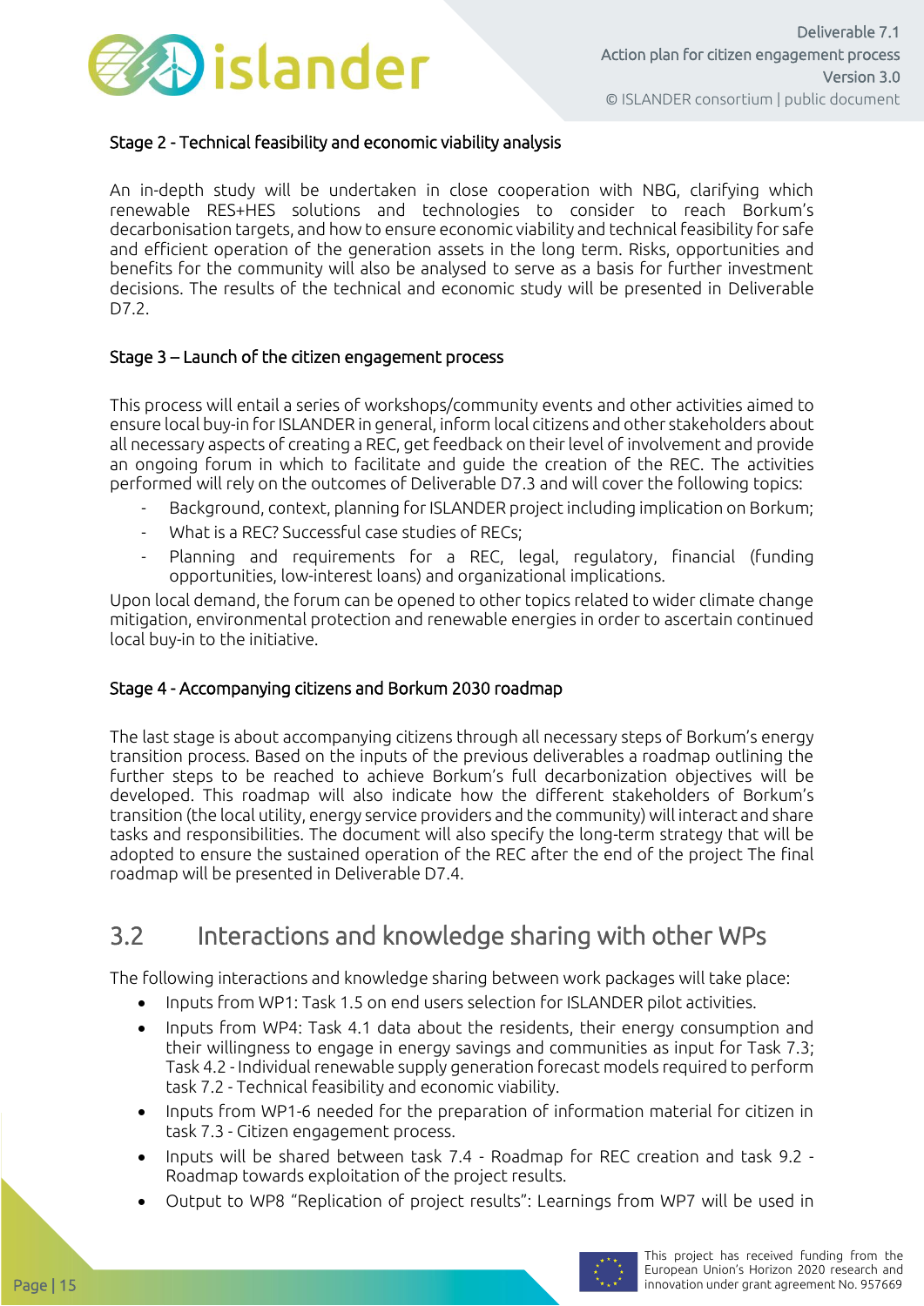Stage 2 - Technical feasibility and economic viability analysis

An in-depth study will be undertaken in close cooperation with NBG, clarifying which renewable RES+HES solutions and technologies to consider to reach Borkum's decarbonisation targets, and how to ensure economic viability and technical feasibility for safe and efficient operation of the generation assets in the long term. Risks, opportunities and benefits for the community will also be analysed to serve as a basis for further investment decisions. The results of the technical and economic study will be presented in Deliverable D7.2.

Stage 3 – Launch of the citizen engagement process

This process will entail a series of workshops/community events and other activities aimed to ensure local buy-in for ISLANDER in general, inform local citizens and other stakeholders about all necessary aspects of creating a REC, get feedback on their level of involvement and provide an ongoing forum in which to facilitate and guide the creation of the REC. The activities performed will rely on the outcomes of Deliverable D7.3 and will cover the following topics:

- Background, context, planning for ISLANDER project including implication on Borkum;
- What is a REC? Successful case studies of RECs;
- Planning and requirements for a REC, legal, regulatory, financial (funding opportunities, low-interest loans) and organizational implications.

Upon local demand, the forum can be opened to other topics related to wider climate change mitigation, environmental protection and renewable energies in order to ascertain continued local buy-in to the initiative.

Stage 4 - Accompanying citizens and Borkum 2030 roadmap

The last stage is about accompanying citizens through all necessary steps of Borkum's energy transition process. Based on the inputs of the previous deliverables a roadmap outlining the further steps to be reached to achieve Borkum's full decarbonization objectives will be developed. This roadmap will also indicate how the different stakeholders of Borkum's transition (the local utility, energy service providers and the community) will interact and share tasks and responsibilities. The document will also specify the long-term strategy that will be adopted to ensure the sustained operation of the REC after the end of the project The final roadmap will be presented in Deliverable D7.4.

## 3.2 Interactions and knowledge sharing with other WPs

The following interactions and knowledge sharing between work packages will take place:

- Inputs from WP1: Task 1.5 on end users selection for ISLANDER pilot activities.
- Inputs from WP4: Task 4.1 data about the residents, their energy consumption and their willingness to engage in energy savings and communities as input for Task 7.3; Task 4.2 - Individual renewable supply generation forecast models required to perform task 7.2 - Technical feasibility and economic viability.
- Inputs from WP1-6 needed for the preparation of information material for citizen in task 7.3 - Citizen engagement process.
- Inputs will be shared between task 7.4 - Roadmap for REC creation and task 9.2 - Roadmap towards exploitation of the project results.
- Output to WP8 "Replication of project results": Learnings from WP7 will be used in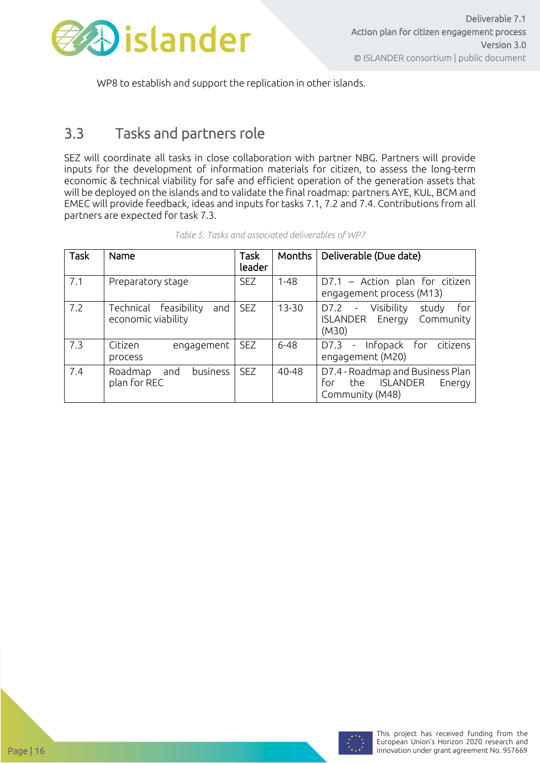WP8 to establish and support the replication in other islands.

## 3.3 Tasks and partners role

SEZ will coordinate all tasks in close collaboration with partner NBG. Partners will provide inputs for the development of information materials for citizen, to assess the long-term economic & technical viability for safe and efficient operation of the generation assets that will be deployed on the islands and to validate the final roadmap: partners AYE, KUL, BCM and EMEC will provide feedback, ideas and inputs for tasks 7.1, 7.2 and 7.4. Contributions from all partners are expected for task 7.3.

*Table 5: Tasks and associated deliverables of WP7*

| Task | Name | Task leader | Months | Deliverable (Due date) |
|---|---|---|---|---|
| 7.1 | Preparatory stage | SEZ | 1-48 | D7.1 – Action plan for citizen engagement process (M13) |
| 7.2 | Technical feasibility and economic viability | SEZ | 13-30 | D7.2 - Visibility study for ISLANDER Energy Community (M30) |
| 7.3 | Citizen engagement process | SEZ | 6-48 | D7.3 - Infopack for citizens engagement (M20) |
| 7.4 | Roadmap and business plan for REC | SEZ | 40-48 | D7.4 - Roadmap and Business Plan for the ISLANDER Energy Community (M48) |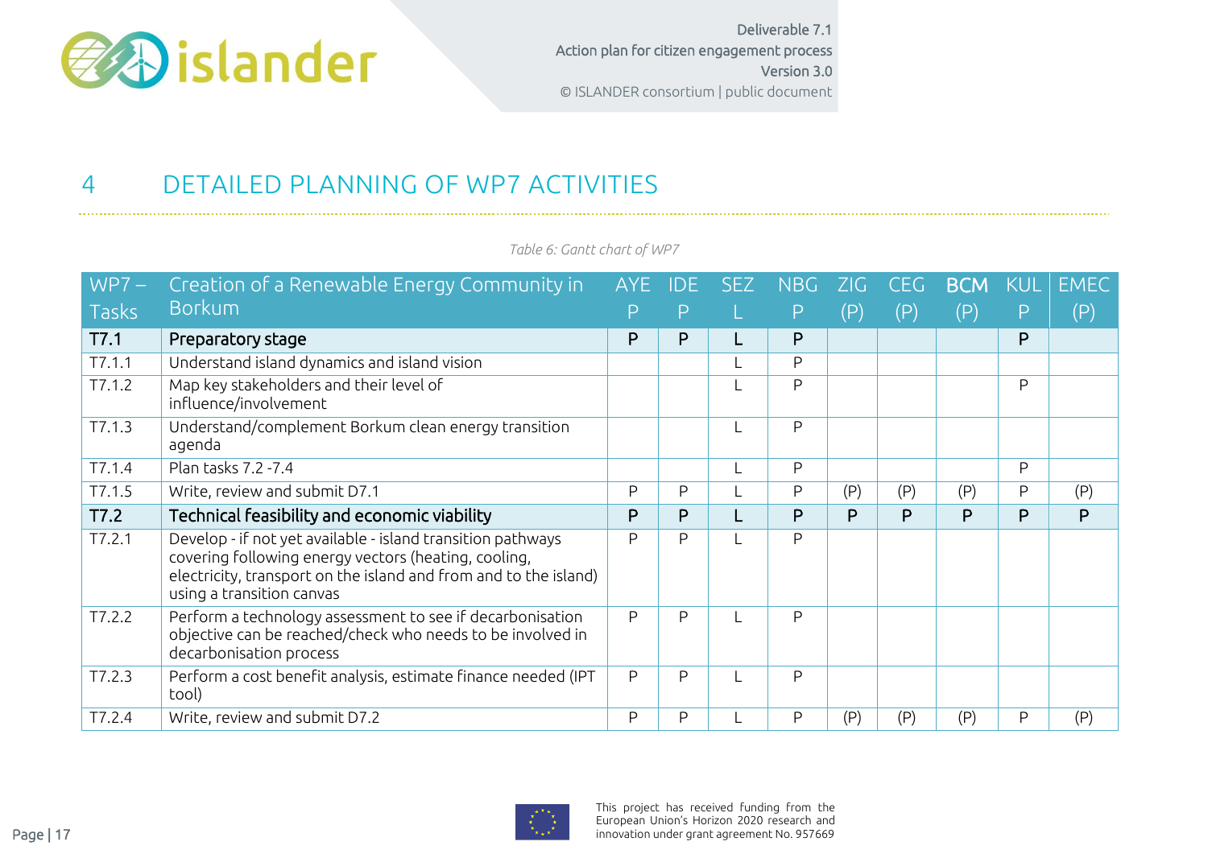# 4 DETAILED PLANNING OF WP7 ACTIVITIES

*Table 6: Gantt chart of WP7*

| WP7 – Tasks | Creation of a Renewable Energy Community in Borkum | AYE P | IDE P | SEZ L | NBG P | ZIG (P) | CEG (P) | BCM (P) | KUL P | EMEC (P) |
|---|---|---|---|---|---|---|---|---|---|---|
| **T7.1** | **Preparatory stage** | **P** | **P** | **L** | **P** | | | | **P** | |
| T7.1.1 | Understand island dynamics and island vision | | | L | P | | | | | |
| T7.1.2 | Map key stakeholders and their level of influence/involvement | | | L | P | | | | P | |
| T7.1.3 | Understand/complement Borkum clean energy transition agenda | | | L | P | | | | | |
| T7.1.4 | Plan tasks 7.2 -7.4 | | | L | P | | | | P | |
| T7.1.5 | Write, review and submit D7.1 | P | P | L | P | (P) | (P) | (P) | P | (P) |
| **T7.2** | **Technical feasibility and economic viability** | **P** | **P** | **L** | **P** | **P** | **P** | **P** | **P** | **P** |
| T7.2.1 | Develop - if not yet available - island transition pathways covering following energy vectors (heating, cooling, electricity, transport on the island and from and to the island) using a transition canvas | P | P | L | P | | | | | |
| T7.2.2 | Perform a technology assessment to see if decarbonisation objective can be reached/check who needs to be involved in decarbonisation process | P | P | L | P | | | | | |
| T7.2.3 | Perform a cost benefit analysis, estimate finance needed (IPT tool) | P | P | L | P | | | | | |
| T7.2.4 | Write, review and submit D7.2 | P | P | L | P | (P) | (P) | (P) | P | (P) |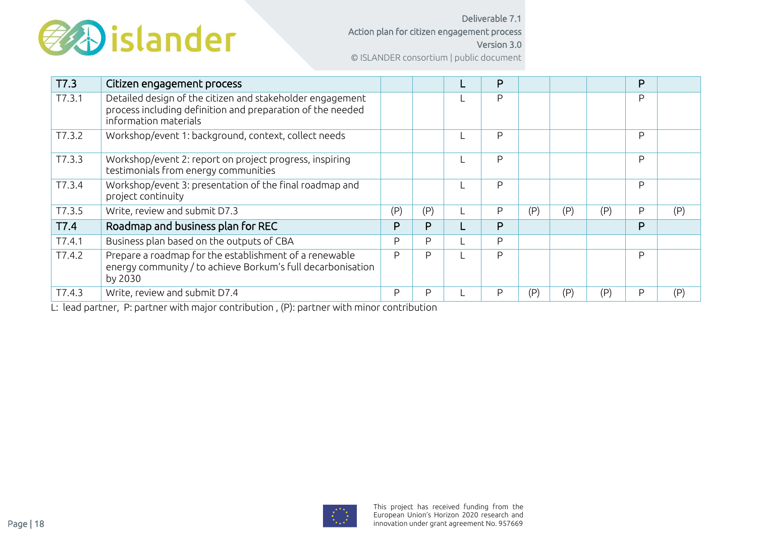| T7.3 | Citizen engagement process | | | L | P | | | | P | |
|---|---|---|---|---|---|---|---|---|---|---|
| T7.3.1 | Detailed design of the citizen and stakeholder engagement process including definition and preparation of the needed information materials | | | L | P | | | | P | |
| T7.3.2 | Workshop/event 1: background, context, collect needs | | | L | P | | | | P | |
| T7.3.3 | Workshop/event 2: report on project progress, inspiring testimonials from energy communities | | | L | P | | | | P | |
| T7.3.4 | Workshop/event 3: presentation of the final roadmap and project continuity | | | L | P | | | | P | |
| T7.3.5 | Write, review and submit D7.3 | (P) | (P) | L | P | (P) | (P) | (P) | P | (P) |
| **T7.4** | **Roadmap and business plan for REC** | **P** | **P** | **L** | **P** | | | | **P** | |
| T7.4.1 | Business plan based on the outputs of CBA | P | P | L | P | | | | | |
| T7.4.2 | Prepare a roadmap for the establishment of a renewable energy community / to achieve Borkum's full decarbonisation by 2030 | P | P | L | P | | | | P | |
| T7.4.3 | Write, review and submit D7.4 | P | P | L | P | (P) | (P) | (P) | P | (P) |

L: lead partner, P: partner with major contribution , (P): partner with minor contribution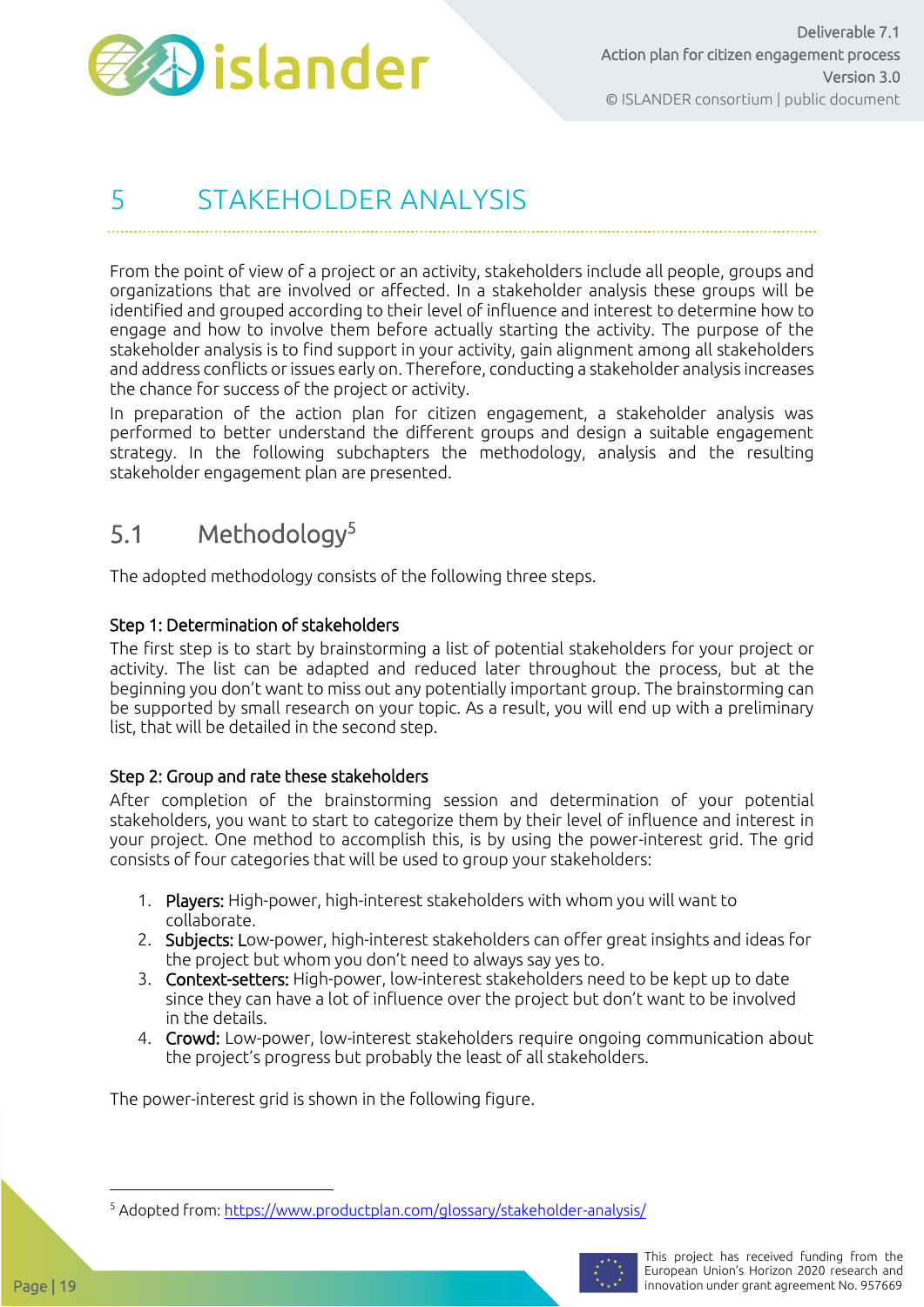# 5 STAKEHOLDER ANALYSIS

From the point of view of a project or an activity, stakeholders include all people, groups and organizations that are involved or affected. In a stakeholder analysis these groups will be identified and grouped according to their level of influence and interest to determine how to engage and how to involve them before actually starting the activity. The purpose of the stakeholder analysis is to find support in your activity, gain alignment among all stakeholders and address conflicts or issues early on. Therefore, conducting a stakeholder analysis increases the chance for success of the project or activity.

In preparation of the action plan for citizen engagement, a stakeholder analysis was performed to better understand the different groups and design a suitable engagement strategy. In the following subchapters the methodology, analysis and the resulting stakeholder engagement plan are presented.

## 5.1 Methodology[5]

The adopted methodology consists of the following three steps.

**Step 1: Determination of stakeholders**

The first step is to start by brainstorming a list of potential stakeholders for your project or activity. The list can be adapted and reduced later throughout the process, but at the beginning you don't want to miss out any potentially important group. The brainstorming can be supported by small research on your topic. As a result, you will end up with a preliminary list, that will be detailed in the second step.

**Step 2: Group and rate these stakeholders**

After completion of the brainstorming session and determination of your potential stakeholders, you want to start to categorize them by their level of influence and interest in your project. One method to accomplish this, is by using the power-interest grid. The grid consists of four categories that will be used to group your stakeholders:

1. **Players:** High-power, high-interest stakeholders with whom you will want to collaborate.
2. **Subjects:** Low-power, high-interest stakeholders can offer great insights and ideas for the project but whom you don't need to always say yes to.
3. **Context-setters:** High-power, low-interest stakeholders need to be kept up to date since they can have a lot of influence over the project but don't want to be involved in the details.
4. **Crowd:** Low-power, low-interest stakeholders require ongoing communication about the project's progress but probably the least of all stakeholders.

The power-interest grid is shown in the following figure.

[5] Adopted from: https://www.productplan.com/glossary/stakeholder-analysis/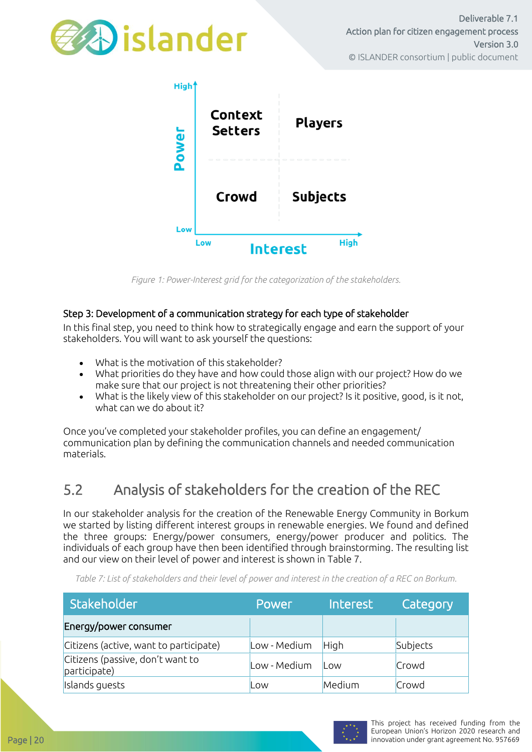Figure 1: Power-Interest grid for the categorization of the stakeholders.

Step 3: Development of a communication strategy for each type of stakeholder

In this final step, you need to think how to strategically engage and earn the support of your stakeholders. You will want to ask yourself the questions:

- What is the motivation of this stakeholder?
- What priorities do they have and how could those align with our project? How do we make sure that our project is not threatening their other priorities?
- What is the likely view of this stakeholder on our project? Is it positive, good, is it not, what can we do about it?

Once you've completed your stakeholder profiles, you can define an engagement/ communication plan by defining the communication channels and needed communication materials.

## 5.2 Analysis of stakeholders for the creation of the REC

In our stakeholder analysis for the creation of the Renewable Energy Community in Borkum we started by listing different interest groups in renewable energies. We found and defined the three groups: Energy/power consumers, energy/power producer and politics. The individuals of each group have then been identified through brainstorming. The resulting list and our view on their level of power and interest is shown in Table 7.

*Table 7: List of stakeholders and their level of power and interest in the creation of a REC on Borkum.*

| Stakeholder | Power | Interest | Category |
|---|---|---|---|
| Energy/power consumer | | | |
| Citizens (active, want to participate) | Low - Medium | High | Subjects |
| Citizens (passive, don't want to participate) | Low - Medium | Low | Crowd |
| Islands guests | Low | Medium | Crowd |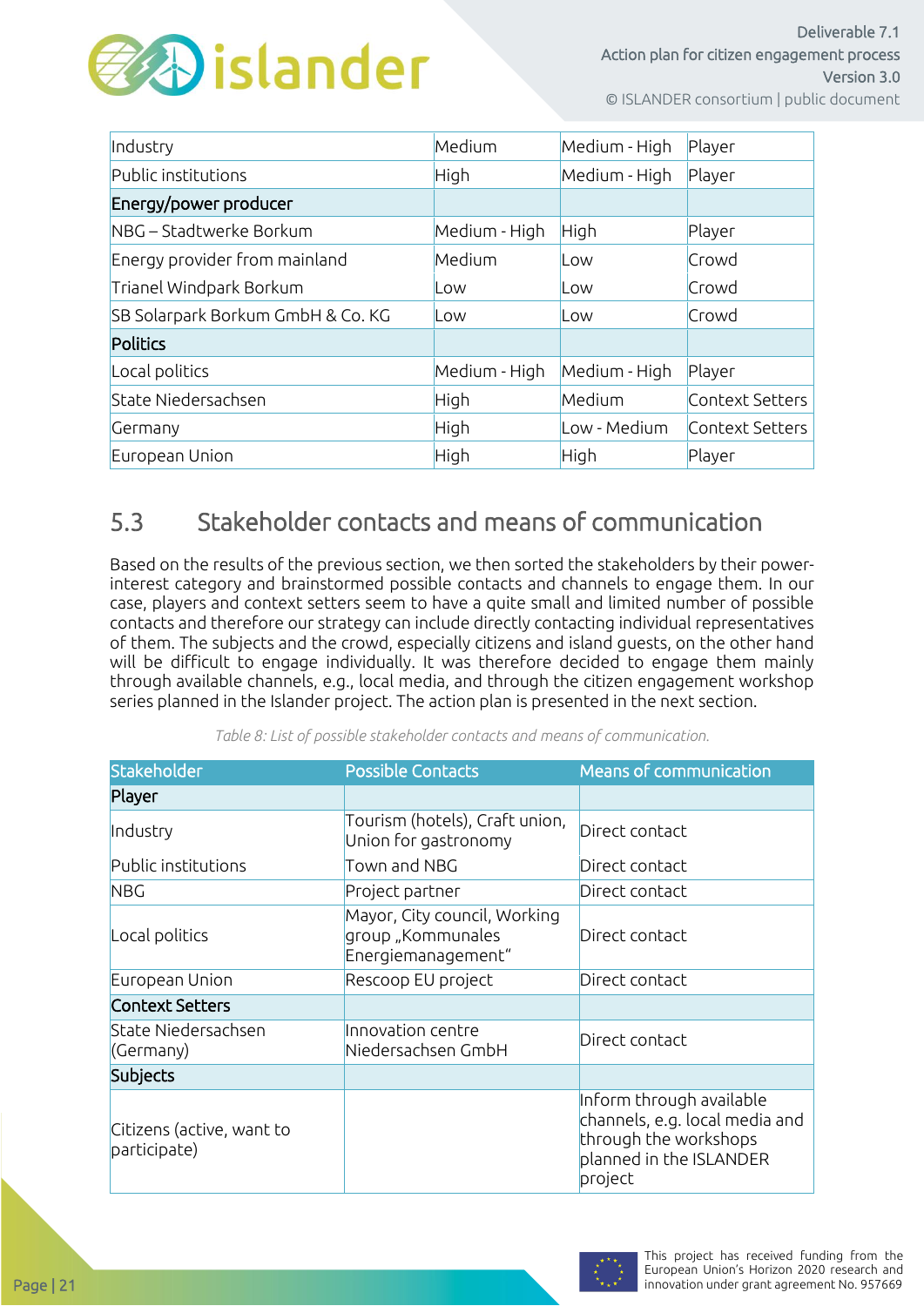| Industry | Medium | Medium - High | Player |
|---|---|---|---|
| Public institutions | High | Medium - High | Player |
| **Energy/power producer** | | | |
| NBG – Stadtwerke Borkum | Medium - High | High | Player |
| Energy provider from mainland | Medium | Low | Crowd |
| Trianel Windpark Borkum | Low | Low | Crowd |
| SB Solarpark Borkum GmbH & Co. KG | Low | Low | Crowd |
| **Politics** | | | |
| Local politics | Medium - High | Medium - High | Player |
| State Niedersachsen | High | Medium | Context Setters |
| Germany | High | Low - Medium | Context Setters |
| European Union | High | High | Player |

## 5.3 Stakeholder contacts and means of communication

Based on the results of the previous section, we then sorted the stakeholders by their power-interest category and brainstormed possible contacts and channels to engage them. In our case, players and context setters seem to have a quite small and limited number of possible contacts and therefore our strategy can include directly contacting individual representatives of them. The subjects and the crowd, especially citizens and island guests, on the other hand will be difficult to engage individually. It was therefore decided to engage them mainly through available channels, e.g., local media, and through the citizen engagement workshop series planned in the Islander project. The action plan is presented in the next section.

*Table 8: List of possible stakeholder contacts and means of communication.*

| Stakeholder | Possible Contacts | Means of communication |
|---|---|---|
| **Player** | | |
| Industry | Tourism (hotels), Craft union, Union for gastronomy | Direct contact |
| Public institutions | Town and NBG | Direct contact |
| NBG | Project partner | Direct contact |
| Local politics | Mayor, City council, Working group „Kommunales Energiemanagement" | Direct contact |
| European Union | Rescoop EU project | Direct contact |
| **Context Setters** | | |
| State Niedersachsen (Germany) | Innovation centre Niedersachsen GmbH | Direct contact |
| **Subjects** | | |
| Citizens (active, want to participate) | | Inform through available channels, e.g. local media and through the workshops planned in the ISLANDER project |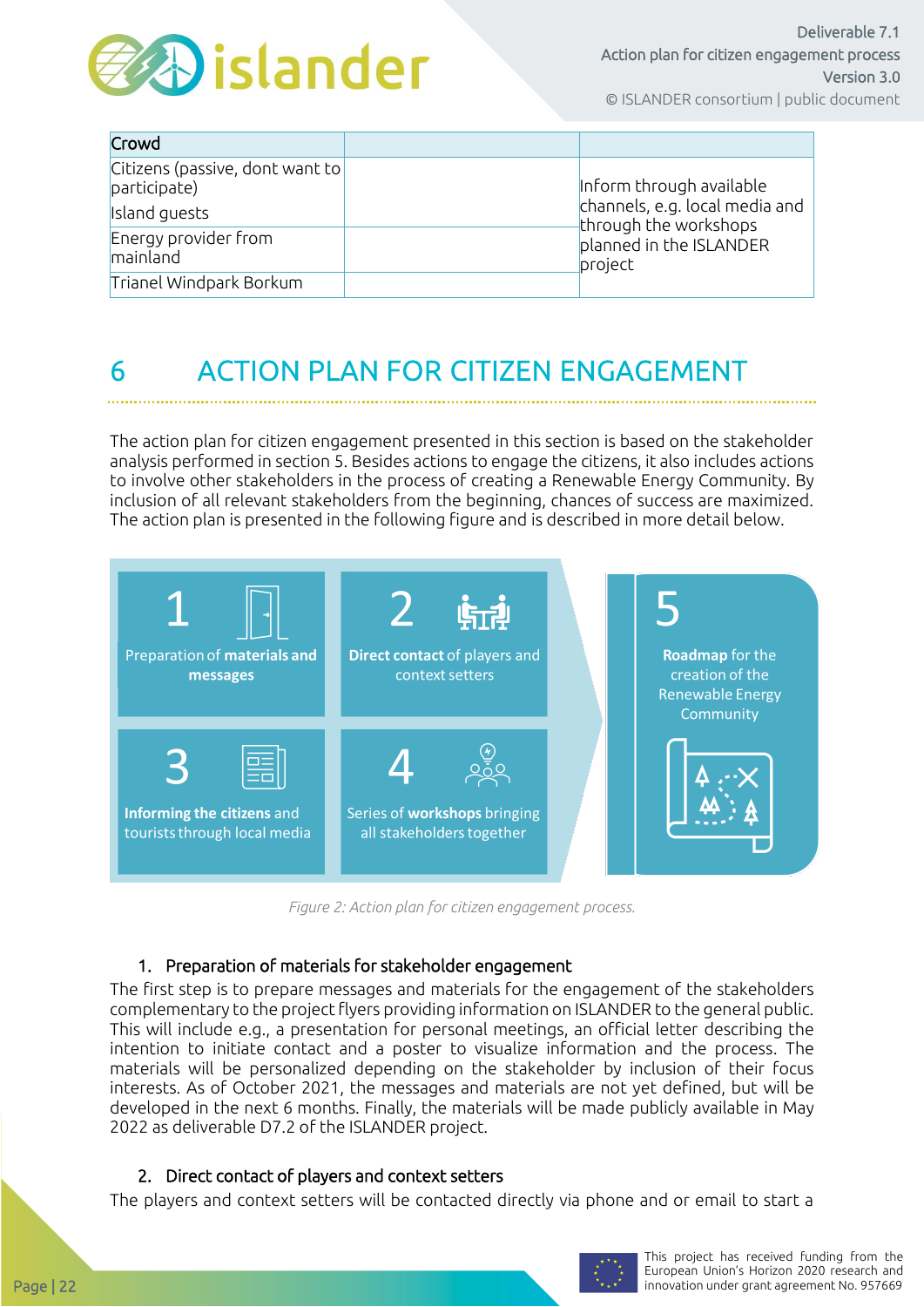| Crowd | | |
|---|---|---|
| Citizens (passive, dont want to participate)<br>Island guests | | Inform through available channels, e.g. local media and through the workshops planned in the ISLANDER project |
| Energy provider from mainland | | |
| Trianel Windpark Borkum | | |

# 6 ACTION PLAN FOR CITIZEN ENGAGEMENT

The action plan for citizen engagement presented in this section is based on the stakeholder analysis performed in section 5. Besides actions to engage the citizens, it also includes actions to involve other stakeholders in the process of creating a Renewable Energy Community. By inclusion of all relevant stakeholders from the beginning, chances of success are maximized. The action plan is presented in the following figure and is described in more detail below.

1 Preparation of materials and messages

2 Direct contact of players and context setters

3 Informing the citizens and tourists through local media

4 Series of workshops bringing all stakeholders together

5 Roadmap for the creation of the Renewable Energy Community

*Figure 2: Action plan for citizen engagement process.*

1. Preparation of materials for stakeholder engagement

The first step is to prepare messages and materials for the engagement of the stakeholders complementary to the project flyers providing information on ISLANDER to the general public. This will include e.g., a presentation for personal meetings, an official letter describing the intention to initiate contact and a poster to visualize information and the process. The materials will be personalized depending on the stakeholder by inclusion of their focus interests. As of October 2021, the messages and materials are not yet defined, but will be developed in the next 6 months. Finally, the materials will be made publicly available in May 2022 as deliverable D7.2 of the ISLANDER project.

2. Direct contact of players and context setters

The players and context setters will be contacted directly via phone and or email to start a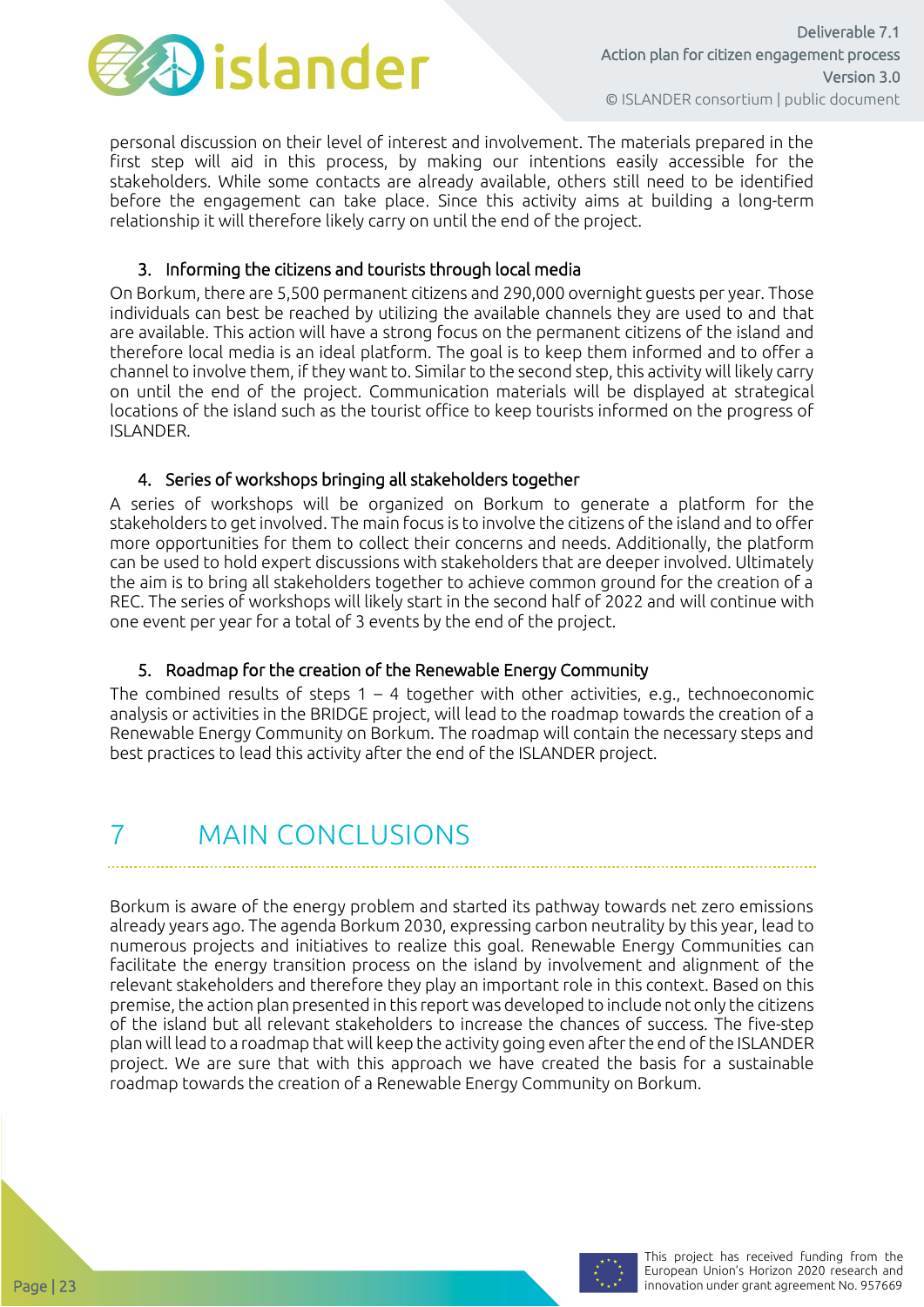personal discussion on their level of interest and involvement. The materials prepared in the first step will aid in this process, by making our intentions easily accessible for the stakeholders. While some contacts are already available, others still need to be identified before the engagement can take place. Since this activity aims at building a long-term relationship it will therefore likely carry on until the end of the project.

### 3. Informing the citizens and tourists through local media

On Borkum, there are 5,500 permanent citizens and 290,000 overnight guests per year. Those individuals can best be reached by utilizing the available channels they are used to and that are available. This action will have a strong focus on the permanent citizens of the island and therefore local media is an ideal platform. The goal is to keep them informed and to offer a channel to involve them, if they want to. Similar to the second step, this activity will likely carry on until the end of the project. Communication materials will be displayed at strategical locations of the island such as the tourist office to keep tourists informed on the progress of ISLANDER.

### 4. Series of workshops bringing all stakeholders together

A series of workshops will be organized on Borkum to generate a platform for the stakeholders to get involved. The main focus is to involve the citizens of the island and to offer more opportunities for them to collect their concerns and needs. Additionally, the platform can be used to hold expert discussions with stakeholders that are deeper involved. Ultimately the aim is to bring all stakeholders together to achieve common ground for the creation of a REC. The series of workshops will likely start in the second half of 2022 and will continue with one event per year for a total of 3 events by the end of the project.

### 5. Roadmap for the creation of the Renewable Energy Community

The combined results of steps 1 – 4 together with other activities, e.g., technoeconomic analysis or activities in the BRIDGE project, will lead to the roadmap towards the creation of a Renewable Energy Community on Borkum. The roadmap will contain the necessary steps and best practices to lead this activity after the end of the ISLANDER project.

# 7 MAIN CONCLUSIONS

Borkum is aware of the energy problem and started its pathway towards net zero emissions already years ago. The agenda Borkum 2030, expressing carbon neutrality by this year, lead to numerous projects and initiatives to realize this goal. Renewable Energy Communities can facilitate the energy transition process on the island by involvement and alignment of the relevant stakeholders and therefore they play an important role in this context. Based on this premise, the action plan presented in this report was developed to include not only the citizens of the island but all relevant stakeholders to increase the chances of success. The five-step plan will lead to a roadmap that will keep the activity going even after the end of the ISLANDER project. We are sure that with this approach we have created the basis for a sustainable roadmap towards the creation of a Renewable Energy Community on Borkum.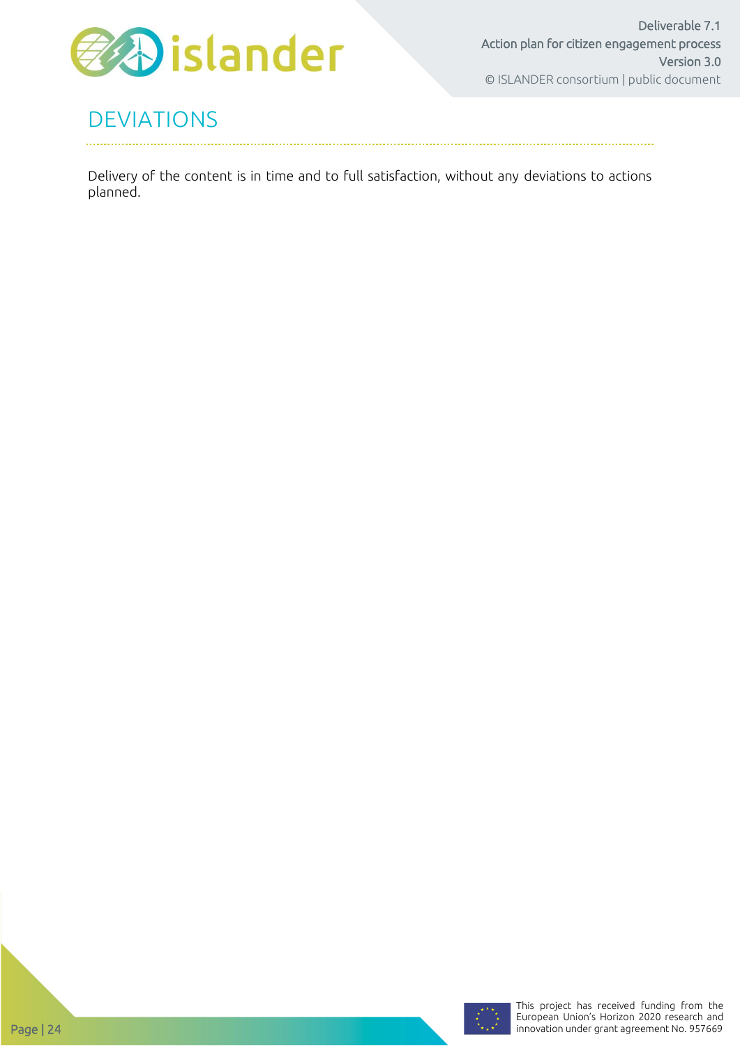# DEVIATIONS

Delivery of the content is in time and to full satisfaction, without any deviations to actions planned.